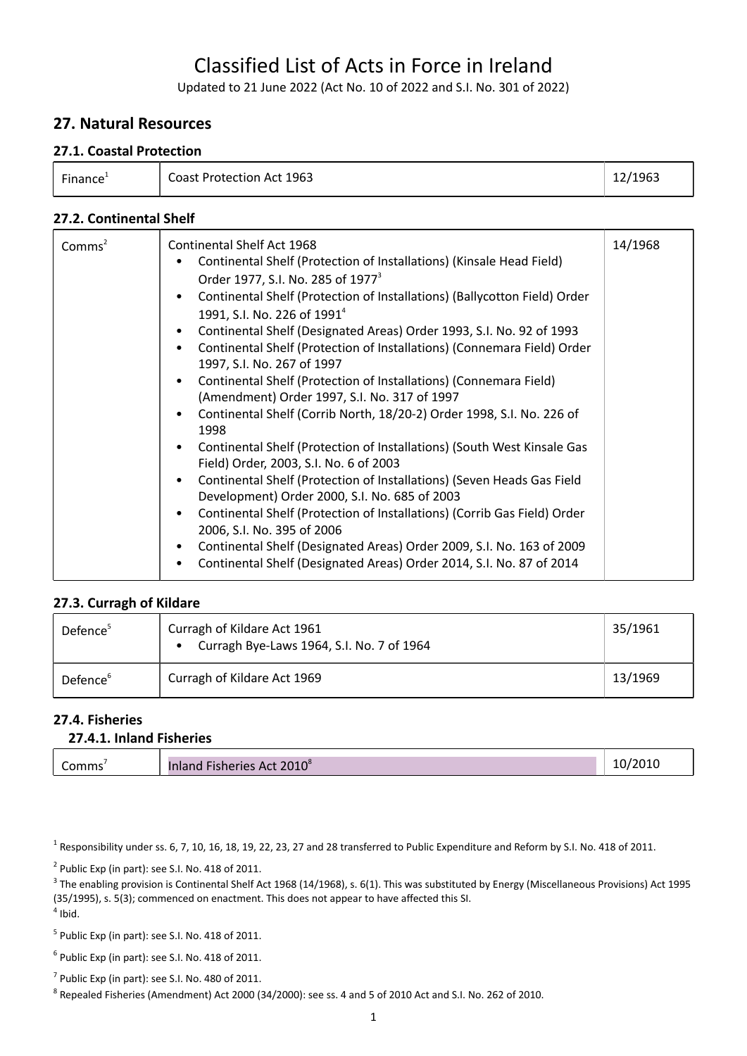# Classified List of Acts in Force in Ireland

Updated to 21 June 2022 (Act No. 10 of 2022 and S.I. No. 301 of 2022)

## 27. Natural Resources

### 27.1. Coastal Protection

| | | |
|---|---|---|
| Finance[1] | Coast Protection Act 1963 | 12/1963 |

### 27.2. Continental Shelf

| | | |
|---|---|---|
| Comms[2] | Continental Shelf Act 1968<br>• Continental Shelf (Protection of Installations) (Kinsale Head Field) Order 1977, S.I. No. 285 of 1977[3]<br>• Continental Shelf (Protection of Installations) (Ballycotton Field) Order 1991, S.I. No. 226 of 1991[4]<br>• Continental Shelf (Designated Areas) Order 1993, S.I. No. 92 of 1993<br>• Continental Shelf (Protection of Installations) (Connemara Field) Order 1997, S.I. No. 267 of 1997<br>• Continental Shelf (Protection of Installations) (Connemara Field) (Amendment) Order 1997, S.I. No. 317 of 1997<br>• Continental Shelf (Corrib North, 18/20-2) Order 1998, S.I. No. 226 of 1998<br>• Continental Shelf (Protection of Installations) (South West Kinsale Gas Field) Order, 2003, S.I. No. 6 of 2003<br>• Continental Shelf (Protection of Installations) (Seven Heads Gas Field Development) Order 2000, S.I. No. 685 of 2003<br>• Continental Shelf (Protection of Installations) (Corrib Gas Field) Order 2006, S.I. No. 395 of 2006<br>• Continental Shelf (Designated Areas) Order 2009, S.I. No. 163 of 2009<br>• Continental Shelf (Designated Areas) Order 2014, S.I. No. 87 of 2014 | 14/1968 |

### 27.3. Curragh of Kildare

| | | |
|---|---|---|
| Defence[5] | Curragh of Kildare Act 1961<br>• Curragh Bye-Laws 1964, S.I. No. 7 of 1964 | 35/1961 |
| Defence[6] | Curragh of Kildare Act 1969 | 13/1969 |

### 27.4. Fisheries

#### 27.4.1. Inland Fisheries

| | | |
|---|---|---|
| Comms[7] | Inland Fisheries Act 2010[8] | 10/2010 |

---

[1] Responsibility under ss. 6, 7, 10, 16, 18, 19, 22, 23, 27 and 28 transferred to Public Expenditure and Reform by S.I. No. 418 of 2011.

[2] Public Exp (in part): see S.I. No. 418 of 2011.

[3] The enabling provision is Continental Shelf Act 1968 (14/1968), s. 6(1). This was substituted by Energy (Miscellaneous Provisions) Act 1995 (35/1995), s. 5(3); commenced on enactment. This does not appear to have affected this SI.

[4] Ibid.

[5] Public Exp (in part): see S.I. No. 418 of 2011.

[6] Public Exp (in part): see S.I. No. 418 of 2011.

[7] Public Exp (in part): see S.I. No. 480 of 2011.

[8] Repealed Fisheries (Amendment) Act 2000 (34/2000): see ss. 4 and 5 of 2010 Act and S.I. No. 262 of 2010.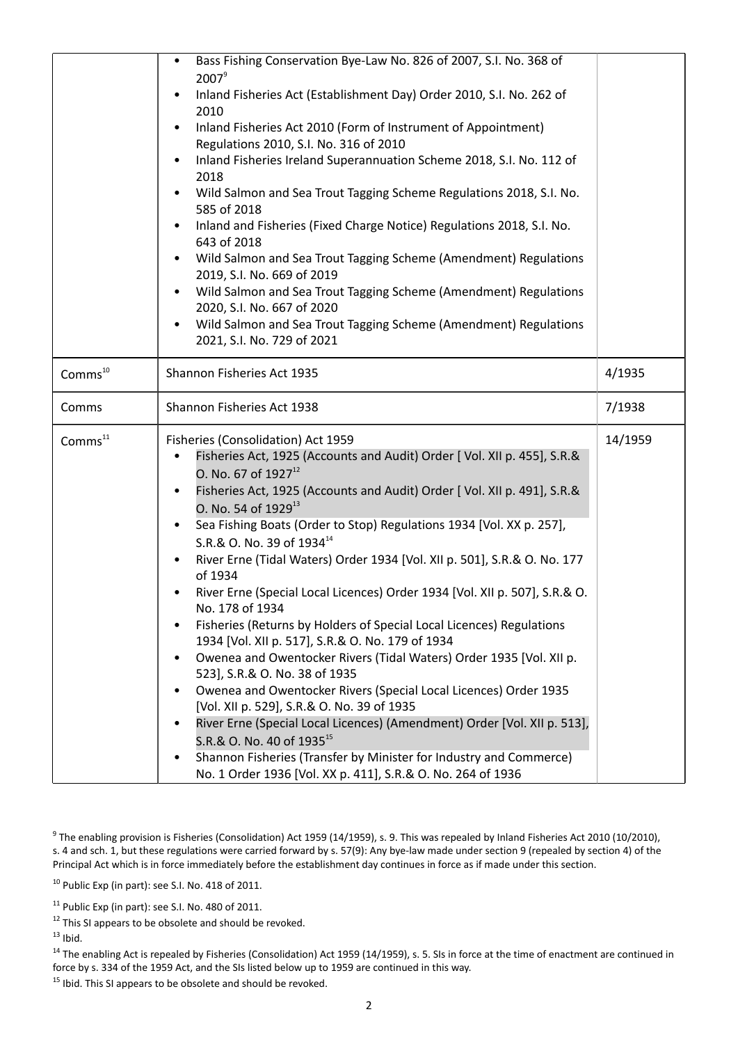| | | |
|---|---|---|
| | • Bass Fishing Conservation Bye-Law No. 826 of 2007, S.I. No. 368 of 2007[9]<br>• Inland Fisheries Act (Establishment Day) Order 2010, S.I. No. 262 of 2010<br>• Inland Fisheries Act 2010 (Form of Instrument of Appointment) Regulations 2010, S.I. No. 316 of 2010<br>• Inland Fisheries Ireland Superannuation Scheme 2018, S.I. No. 112 of 2018<br>• Wild Salmon and Sea Trout Tagging Scheme Regulations 2018, S.I. No. 585 of 2018<br>• Inland and Fisheries (Fixed Charge Notice) Regulations 2018, S.I. No. 643 of 2018<br>• Wild Salmon and Sea Trout Tagging Scheme (Amendment) Regulations 2019, S.I. No. 669 of 2019<br>• Wild Salmon and Sea Trout Tagging Scheme (Amendment) Regulations 2020, S.I. No. 667 of 2020<br>• Wild Salmon and Sea Trout Tagging Scheme (Amendment) Regulations 2021, S.I. No. 729 of 2021 | |
| Comms[10] | Shannon Fisheries Act 1935 | 4/1935 |
| Comms | Shannon Fisheries Act 1938 | 7/1938 |
| Comms[11] | Fisheries (Consolidation) Act 1959<br>• Fisheries Act, 1925 (Accounts and Audit) Order [ Vol. XII p. 455], S.R.& O. No. 67 of 1927[12]<br>• Fisheries Act, 1925 (Accounts and Audit) Order [ Vol. XII p. 491], S.R.& O. No. 54 of 1929[13]<br>• Sea Fishing Boats (Order to Stop) Regulations 1934 [Vol. XX p. 257], S.R.& O. No. 39 of 1934[14]<br>• River Erne (Tidal Waters) Order 1934 [Vol. XII p. 501], S.R.& O. No. 177 of 1934<br>• River Erne (Special Local Licences) Order 1934 [Vol. XII p. 507], S.R.& O. No. 178 of 1934<br>• Fisheries (Returns by Holders of Special Local Licences) Regulations 1934 [Vol. XII p. 517], S.R.& O. No. 179 of 1934<br>• Owenea and Owentocker Rivers (Tidal Waters) Order 1935 [Vol. XII p. 523], S.R.& O. No. 38 of 1935<br>• Owenea and Owentocker Rivers (Special Local Licences) Order 1935 [Vol. XII p. 529], S.R.& O. No. 39 of 1935<br>• River Erne (Special Local Licences) (Amendment) Order [Vol. XII p. 513], S.R.& O. No. 40 of 1935[15]<br>• Shannon Fisheries (Transfer by Minister for Industry and Commerce) No. 1 Order 1936 [Vol. XX p. 411], S.R.& O. No. 264 of 1936 | 14/1959 |

[9] The enabling provision is Fisheries (Consolidation) Act 1959 (14/1959), s. 9. This was repealed by Inland Fisheries Act 2010 (10/2010), s. 4 and sch. 1, but these regulations were carried forward by s. 57(9): Any bye-law made under section 9 (repealed by section 4) of the Principal Act which is in force immediately before the establishment day continues in force as if made under this section.

[10] Public Exp (in part): see S.I. No. 418 of 2011.

[11] Public Exp (in part): see S.I. No. 480 of 2011.

[12] This SI appears to be obsolete and should be revoked.

[13] Ibid.

[14] The enabling Act is repealed by Fisheries (Consolidation) Act 1959 (14/1959), s. 5. SIs in force at the time of enactment are continued in force by s. 334 of the 1959 Act, and the SIs listed below up to 1959 are continued in this way.

[15] Ibid. This SI appears to be obsolete and should be revoked.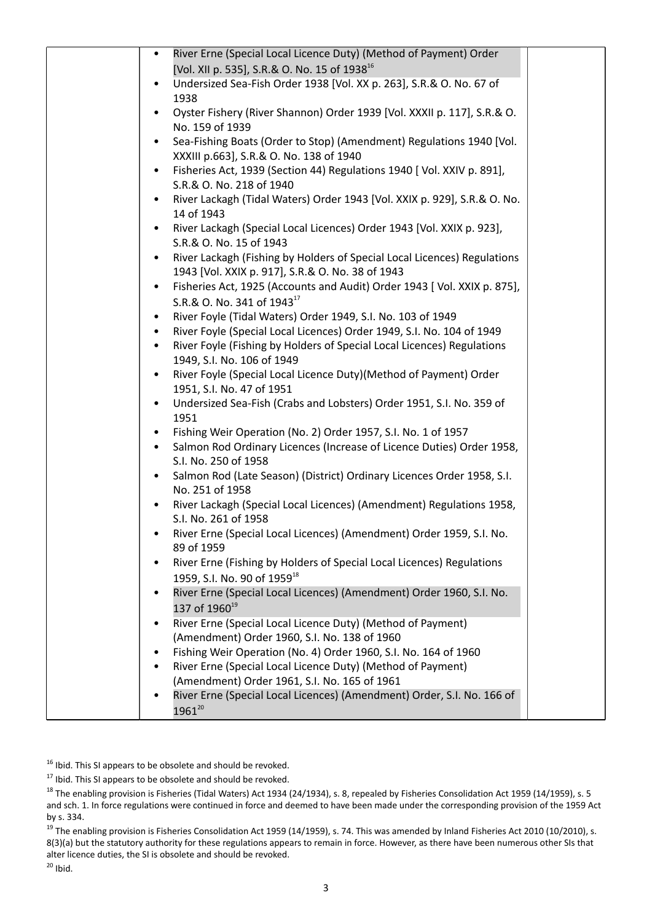| | | |
|---|---|---|
| | • River Erne (Special Local Licence Duty) (Method of Payment) Order [Vol. XII p. 535], S.R.& O. No. 15 of 1938[16]<br>• Undersized Sea-Fish Order 1938 [Vol. XX p. 263], S.R.& O. No. 67 of 1938<br>• Oyster Fishery (River Shannon) Order 1939 [Vol. XXXII p. 117], S.R.& O. No. 159 of 1939<br>• Sea-Fishing Boats (Order to Stop) (Amendment) Regulations 1940 [Vol. XXXIII p.663], S.R.& O. No. 138 of 1940<br>• Fisheries Act, 1939 (Section 44) Regulations 1940 [ Vol. XXIV p. 891], S.R.& O. No. 218 of 1940<br>• River Lackagh (Tidal Waters) Order 1943 [Vol. XXIX p. 929], S.R.& O. No. 14 of 1943<br>• River Lackagh (Special Local Licences) Order 1943 [Vol. XXIX p. 923], S.R.& O. No. 15 of 1943<br>• River Lackagh (Fishing by Holders of Special Local Licences) Regulations 1943 [Vol. XXIX p. 917], S.R.& O. No. 38 of 1943<br>• Fisheries Act, 1925 (Accounts and Audit) Order 1943 [ Vol. XXIX p. 875], S.R.& O. No. 341 of 1943[17]<br>• River Foyle (Tidal Waters) Order 1949, S.I. No. 103 of 1949<br>• River Foyle (Special Local Licences) Order 1949, S.I. No. 104 of 1949<br>• River Foyle (Fishing by Holders of Special Local Licences) Regulations 1949, S.I. No. 106 of 1949<br>• River Foyle (Special Local Licence Duty)(Method of Payment) Order 1951, S.I. No. 47 of 1951<br>• Undersized Sea-Fish (Crabs and Lobsters) Order 1951, S.I. No. 359 of 1951<br>• Fishing Weir Operation (No. 2) Order 1957, S.I. No. 1 of 1957<br>• Salmon Rod Ordinary Licences (Increase of Licence Duties) Order 1958, S.I. No. 250 of 1958<br>• Salmon Rod (Late Season) (District) Ordinary Licences Order 1958, S.I. No. 251 of 1958<br>• River Lackagh (Special Local Licences) (Amendment) Regulations 1958, S.I. No. 261 of 1958<br>• River Erne (Special Local Licences) (Amendment) Order 1959, S.I. No. 89 of 1959<br>• River Erne (Fishing by Holders of Special Local Licences) Regulations 1959, S.I. No. 90 of 1959[18]<br>• River Erne (Special Local Licences) (Amendment) Order 1960, S.I. No. 137 of 1960[19]<br>• River Erne (Special Local Licence Duty) (Method of Payment) (Amendment) Order 1960, S.I. No. 138 of 1960<br>• Fishing Weir Operation (No. 4) Order 1960, S.I. No. 164 of 1960<br>• River Erne (Special Local Licence Duty) (Method of Payment) (Amendment) Order 1961, S.I. No. 165 of 1961<br>• River Erne (Special Local Licences) (Amendment) Order, S.I. No. 166 of 1961[20] | |

[16] Ibid. This SI appears to be obsolete and should be revoked.

[17] Ibid. This SI appears to be obsolete and should be revoked.

[18] The enabling provision is Fisheries (Tidal Waters) Act 1934 (24/1934), s. 8, repealed by Fisheries Consolidation Act 1959 (14/1959), s. 5 and sch. 1. In force regulations were continued in force and deemed to have been made under the corresponding provision of the 1959 Act by s. 334.

[19] The enabling provision is Fisheries Consolidation Act 1959 (14/1959), s. 74. This was amended by Inland Fisheries Act 2010 (10/2010), s. 8(3)(a) but the statutory authority for these regulations appears to remain in force. However, as there have been numerous other SIs that alter licence duties, the SI is obsolete and should be revoked.

[20] Ibid.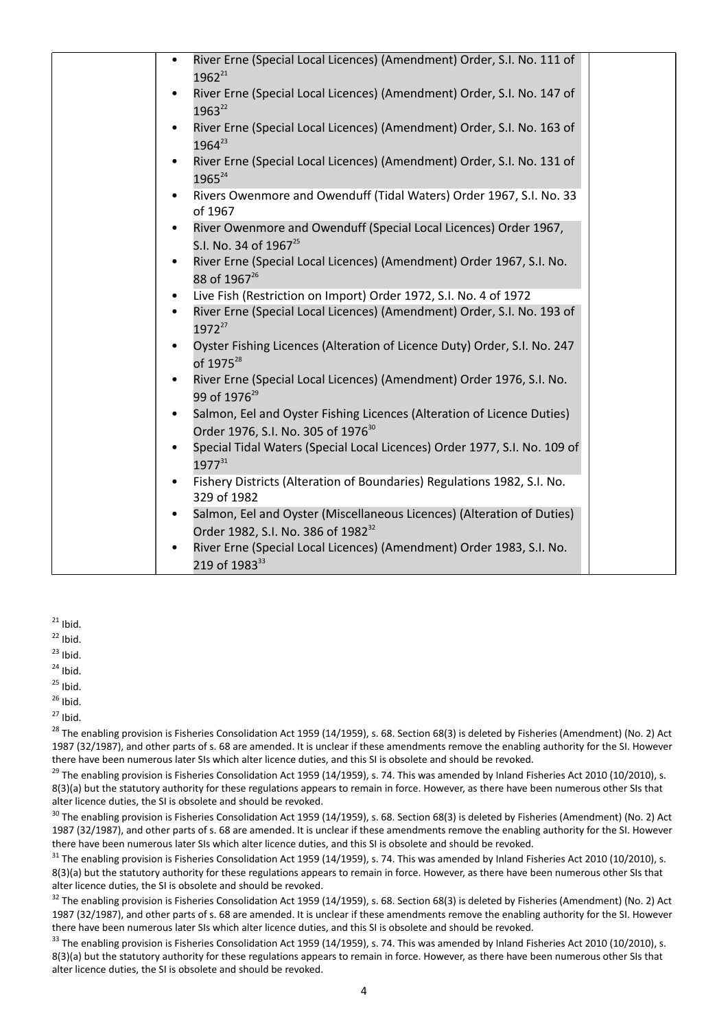| | | |
|---|---|---|
| | • River Erne (Special Local Licences) (Amendment) Order, S.I. No. 111 of 1962[21]<br>• River Erne (Special Local Licences) (Amendment) Order, S.I. No. 147 of 1963[22]<br>• River Erne (Special Local Licences) (Amendment) Order, S.I. No. 163 of 1964[23]<br>• River Erne (Special Local Licences) (Amendment) Order, S.I. No. 131 of 1965[24]<br>• Rivers Owenmore and Owenduff (Tidal Waters) Order 1967, S.I. No. 33 of 1967<br>• River Owenmore and Owenduff (Special Local Licences) Order 1967, S.I. No. 34 of 1967[25]<br>• River Erne (Special Local Licences) (Amendment) Order 1967, S.I. No. 88 of 1967[26]<br>• Live Fish (Restriction on Import) Order 1972, S.I. No. 4 of 1972<br>• River Erne (Special Local Licences) (Amendment) Order, S.I. No. 193 of 1972[27]<br>• Oyster Fishing Licences (Alteration of Licence Duty) Order, S.I. No. 247 of 1975[28]<br>• River Erne (Special Local Licences) (Amendment) Order 1976, S.I. No. 99 of 1976[29]<br>• Salmon, Eel and Oyster Fishing Licences (Alteration of Licence Duties) Order 1976, S.I. No. 305 of 1976[30]<br>• Special Tidal Waters (Special Local Licences) Order 1977, S.I. No. 109 of 1977[31]<br>• Fishery Districts (Alteration of Boundaries) Regulations 1982, S.I. No. 329 of 1982<br>• Salmon, Eel and Oyster (Miscellaneous Licences) (Alteration of Duties) Order 1982, S.I. No. 386 of 1982[32]<br>• River Erne (Special Local Licences) (Amendment) Order 1983, S.I. No. 219 of 1983[33] | |

[21] Ibid.

[22] Ibid.

[23] Ibid.

[24] Ibid.

[25] Ibid.

[26] Ibid.

[27] Ibid.

[28] The enabling provision is Fisheries Consolidation Act 1959 (14/1959), s. 68. Section 68(3) is deleted by Fisheries (Amendment) (No. 2) Act 1987 (32/1987), and other parts of s. 68 are amended. It is unclear if these amendments remove the enabling authority for the SI. However there have been numerous later SIs which alter licence duties, and this SI is obsolete and should be revoked.

[29] The enabling provision is Fisheries Consolidation Act 1959 (14/1959), s. 74. This was amended by Inland Fisheries Act 2010 (10/2010), s. 8(3)(a) but the statutory authority for these regulations appears to remain in force. However, as there have been numerous other SIs that alter licence duties, the SI is obsolete and should be revoked.

[30] The enabling provision is Fisheries Consolidation Act 1959 (14/1959), s. 68. Section 68(3) is deleted by Fisheries (Amendment) (No. 2) Act 1987 (32/1987), and other parts of s. 68 are amended. It is unclear if these amendments remove the enabling authority for the SI. However there have been numerous later SIs which alter licence duties, and this SI is obsolete and should be revoked.

[31] The enabling provision is Fisheries Consolidation Act 1959 (14/1959), s. 74. This was amended by Inland Fisheries Act 2010 (10/2010), s. 8(3)(a) but the statutory authority for these regulations appears to remain in force. However, as there have been numerous other SIs that alter licence duties, the SI is obsolete and should be revoked.

[32] The enabling provision is Fisheries Consolidation Act 1959 (14/1959), s. 68. Section 68(3) is deleted by Fisheries (Amendment) (No. 2) Act 1987 (32/1987), and other parts of s. 68 are amended. It is unclear if these amendments remove the enabling authority for the SI. However there have been numerous later SIs which alter licence duties, and this SI is obsolete and should be revoked.

[33] The enabling provision is Fisheries Consolidation Act 1959 (14/1959), s. 74. This was amended by Inland Fisheries Act 2010 (10/2010), s. 8(3)(a) but the statutory authority for these regulations appears to remain in force. However, as there have been numerous other SIs that alter licence duties, the SI is obsolete and should be revoked.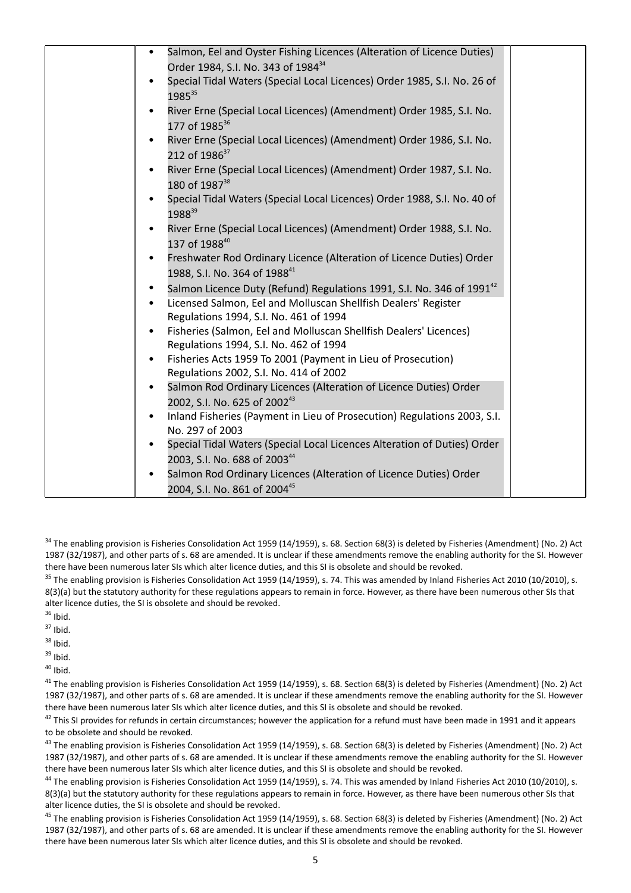| | | |
|---|---|---|
| | • Salmon, Eel and Oyster Fishing Licences (Alteration of Licence Duties) Order 1984, S.I. No. 343 of 1984[34]<br>• Special Tidal Waters (Special Local Licences) Order 1985, S.I. No. 26 of 1985[35]<br>• River Erne (Special Local Licences) (Amendment) Order 1985, S.I. No. 177 of 1985[36]<br>• River Erne (Special Local Licences) (Amendment) Order 1986, S.I. No. 212 of 1986[37]<br>• River Erne (Special Local Licences) (Amendment) Order 1987, S.I. No. 180 of 1987[38]<br>• Special Tidal Waters (Special Local Licences) Order 1988, S.I. No. 40 of 1988[39]<br>• River Erne (Special Local Licences) (Amendment) Order 1988, S.I. No. 137 of 1988[40]<br>• Freshwater Rod Ordinary Licence (Alteration of Licence Duties) Order 1988, S.I. No. 364 of 1988[41]<br>• Salmon Licence Duty (Refund) Regulations 1991, S.I. No. 346 of 1991[42]<br>• Licensed Salmon, Eel and Molluscan Shellfish Dealers' Register Regulations 1994, S.I. No. 461 of 1994<br>• Fisheries (Salmon, Eel and Molluscan Shellfish Dealers' Licences) Regulations 1994, S.I. No. 462 of 1994<br>• Fisheries Acts 1959 To 2001 (Payment in Lieu of Prosecution) Regulations 2002, S.I. No. 414 of 2002<br>• Salmon Rod Ordinary Licences (Alteration of Licence Duties) Order 2002, S.I. No. 625 of 2002[43]<br>• Inland Fisheries (Payment in Lieu of Prosecution) Regulations 2003, S.I. No. 297 of 2003<br>• Special Tidal Waters (Special Local Licences Alteration of Duties) Order 2003, S.I. No. 688 of 2003[44]<br>• Salmon Rod Ordinary Licences (Alteration of Licence Duties) Order 2004, S.I. No. 861 of 2004[45] | |

[34] The enabling provision is Fisheries Consolidation Act 1959 (14/1959), s. 68. Section 68(3) is deleted by Fisheries (Amendment) (No. 2) Act 1987 (32/1987), and other parts of s. 68 are amended. It is unclear if these amendments remove the enabling authority for the SI. However there have been numerous later SIs which alter licence duties, and this SI is obsolete and should be revoked.

[35] The enabling provision is Fisheries Consolidation Act 1959 (14/1959), s. 74. This was amended by Inland Fisheries Act 2010 (10/2010), s. 8(3)(a) but the statutory authority for these regulations appears to remain in force. However, as there have been numerous other SIs that alter licence duties, the SI is obsolete and should be revoked.

[36] Ibid.

[37] Ibid.

[38] Ibid.

[39] Ibid.

[40] Ibid.

[41] The enabling provision is Fisheries Consolidation Act 1959 (14/1959), s. 68. Section 68(3) is deleted by Fisheries (Amendment) (No. 2) Act 1987 (32/1987), and other parts of s. 68 are amended. It is unclear if these amendments remove the enabling authority for the SI. However there have been numerous later SIs which alter licence duties, and this SI is obsolete and should be revoked.

[42] This SI provides for refunds in certain circumstances; however the application for a refund must have been made in 1991 and it appears to be obsolete and should be revoked.

[43] The enabling provision is Fisheries Consolidation Act 1959 (14/1959), s. 68. Section 68(3) is deleted by Fisheries (Amendment) (No. 2) Act 1987 (32/1987), and other parts of s. 68 are amended. It is unclear if these amendments remove the enabling authority for the SI. However there have been numerous later SIs which alter licence duties, and this SI is obsolete and should be revoked.

[44] The enabling provision is Fisheries Consolidation Act 1959 (14/1959), s. 74. This was amended by Inland Fisheries Act 2010 (10/2010), s. 8(3)(a) but the statutory authority for these regulations appears to remain in force. However, as there have been numerous other SIs that alter licence duties, the SI is obsolete and should be revoked.

[45] The enabling provision is Fisheries Consolidation Act 1959 (14/1959), s. 68. Section 68(3) is deleted by Fisheries (Amendment) (No. 2) Act 1987 (32/1987), and other parts of s. 68 are amended. It is unclear if these amendments remove the enabling authority for the SI. However there have been numerous later SIs which alter licence duties, and this SI is obsolete and should be revoked.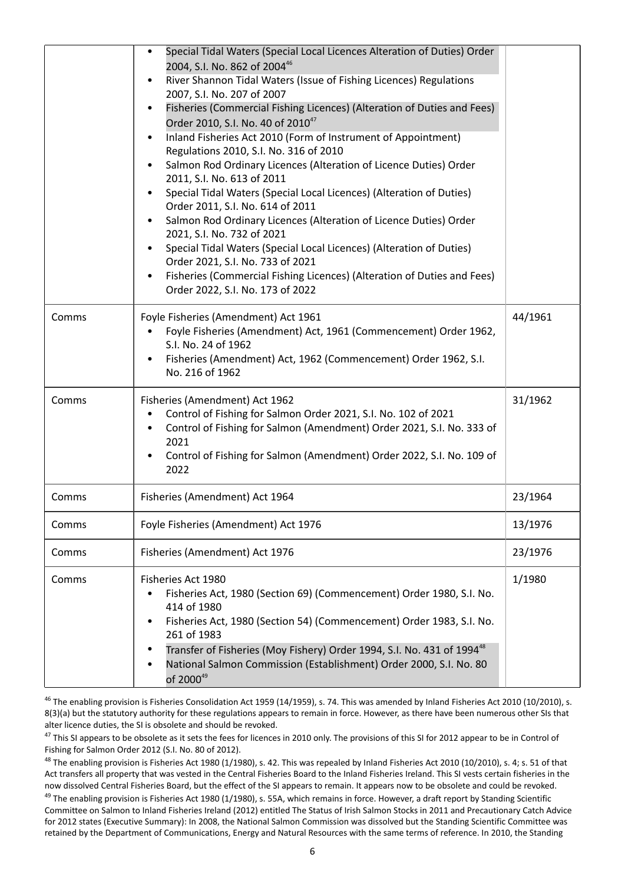| | | |
|---|---|---|
| | • Special Tidal Waters (Special Local Licences Alteration of Duties) Order 2004, S.I. No. 862 of 2004[46]<br>• River Shannon Tidal Waters (Issue of Fishing Licences) Regulations 2007, S.I. No. 207 of 2007<br>• Fisheries (Commercial Fishing Licences) (Alteration of Duties and Fees) Order 2010, S.I. No. 40 of 2010[47]<br>• Inland Fisheries Act 2010 (Form of Instrument of Appointment) Regulations 2010, S.I. No. 316 of 2010<br>• Salmon Rod Ordinary Licences (Alteration of Licence Duties) Order 2011, S.I. No. 613 of 2011<br>• Special Tidal Waters (Special Local Licences) (Alteration of Duties) Order 2011, S.I. No. 614 of 2011<br>• Salmon Rod Ordinary Licences (Alteration of Licence Duties) Order 2021, S.I. No. 732 of 2021<br>• Special Tidal Waters (Special Local Licences) (Alteration of Duties) Order 2021, S.I. No. 733 of 2021<br>• Fisheries (Commercial Fishing Licences) (Alteration of Duties and Fees) Order 2022, S.I. No. 173 of 2022 | |
| Comms | Foyle Fisheries (Amendment) Act 1961<br>• Foyle Fisheries (Amendment) Act, 1961 (Commencement) Order 1962, S.I. No. 24 of 1962<br>• Fisheries (Amendment) Act, 1962 (Commencement) Order 1962, S.I. No. 216 of 1962 | 44/1961 |
| Comms | Fisheries (Amendment) Act 1962<br>• Control of Fishing for Salmon Order 2021, S.I. No. 102 of 2021<br>• Control of Fishing for Salmon (Amendment) Order 2021, S.I. No. 333 of 2021<br>• Control of Fishing for Salmon (Amendment) Order 2022, S.I. No. 109 of 2022 | 31/1962 |
| Comms | Fisheries (Amendment) Act 1964 | 23/1964 |
| Comms | Foyle Fisheries (Amendment) Act 1976 | 13/1976 |
| Comms | Fisheries (Amendment) Act 1976 | 23/1976 |
| Comms | Fisheries Act 1980<br>• Fisheries Act, 1980 (Section 69) (Commencement) Order 1980, S.I. No. 414 of 1980<br>• Fisheries Act, 1980 (Section 54) (Commencement) Order 1983, S.I. No. 261 of 1983<br>• Transfer of Fisheries (Moy Fishery) Order 1994, S.I. No. 431 of 1994[48]<br>• National Salmon Commission (Establishment) Order 2000, S.I. No. 80 of 2000[49] | 1/1980 |

[46] The enabling provision is Fisheries Consolidation Act 1959 (14/1959), s. 74. This was amended by Inland Fisheries Act 2010 (10/2010), s. 8(3)(a) but the statutory authority for these regulations appears to remain in force. However, as there have been numerous other SIs that alter licence duties, the SI is obsolete and should be revoked.

[47] This SI appears to be obsolete as it sets the fees for licences in 2010 only. The provisions of this SI for 2012 appear to be in Control of Fishing for Salmon Order 2012 (S.I. No. 80 of 2012).

[48] The enabling provision is Fisheries Act 1980 (1/1980), s. 42. This was repealed by Inland Fisheries Act 2010 (10/2010), s. 4; s. 51 of that Act transfers all property that was vested in the Central Fisheries Board to the Inland Fisheries Ireland. This SI vests certain fisheries in the now dissolved Central Fisheries Board, but the effect of the SI appears to remain. It appears now to be obsolete and could be revoked.

[49] The enabling provision is Fisheries Act 1980 (1/1980), s. 55A, which remains in force. However, a draft report by Standing Scientific Committee on Salmon to Inland Fisheries Ireland (2012) entitled The Status of Irish Salmon Stocks in 2011 and Precautionary Catch Advice for 2012 states (Executive Summary): In 2008, the National Salmon Commission was dissolved but the Standing Scientific Committee was retained by the Department of Communications, Energy and Natural Resources with the same terms of reference. In 2010, the Standing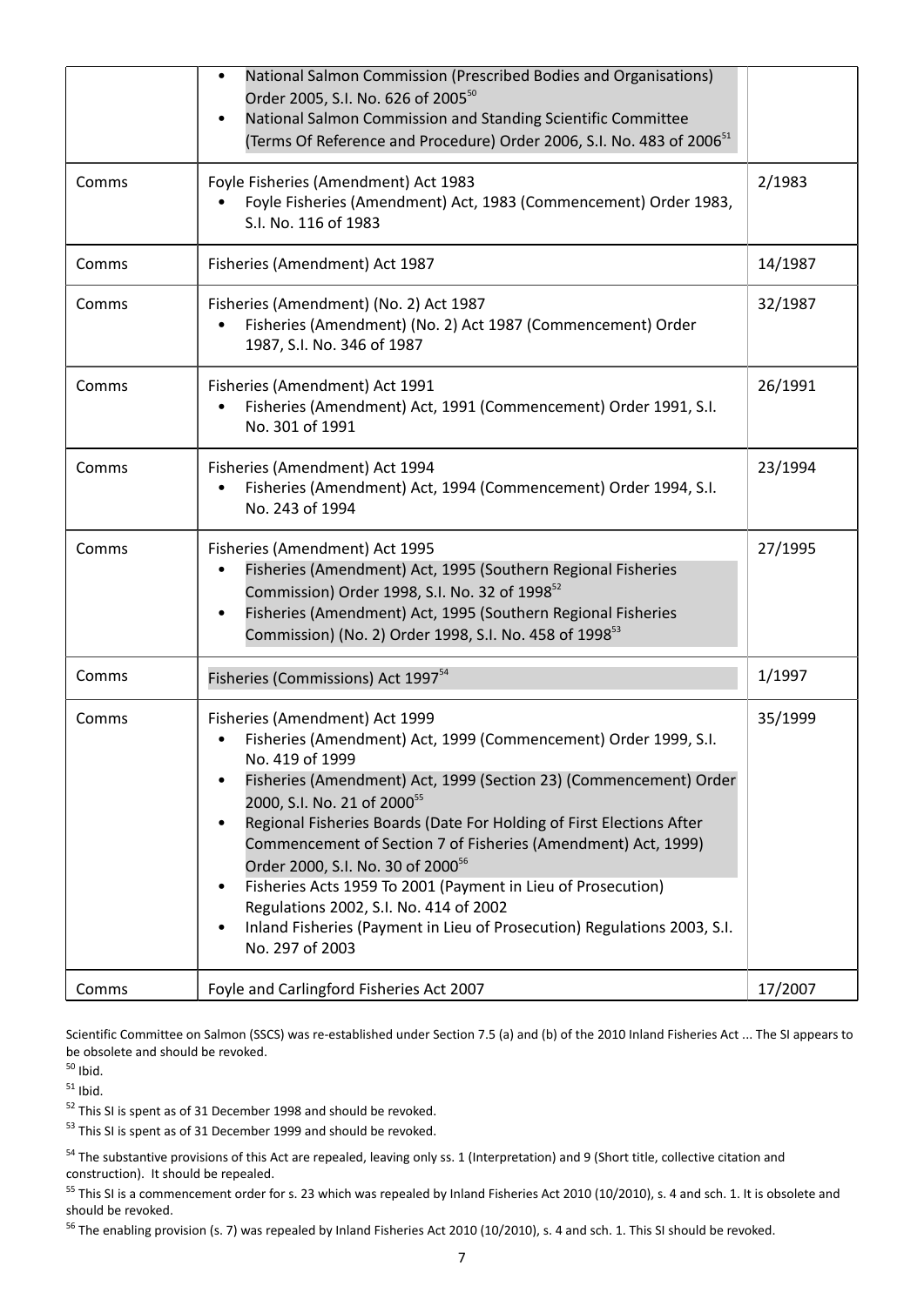| | | |
|---|---|---|
| | • National Salmon Commission (Prescribed Bodies and Organisations) Order 2005, S.I. No. 626 of 2005[50]<br>• National Salmon Commission and Standing Scientific Committee (Terms Of Reference and Procedure) Order 2006, S.I. No. 483 of 2006[51] | |
| Comms | Foyle Fisheries (Amendment) Act 1983<br>• Foyle Fisheries (Amendment) Act, 1983 (Commencement) Order 1983, S.I. No. 116 of 1983 | 2/1983 |
| Comms | Fisheries (Amendment) Act 1987 | 14/1987 |
| Comms | Fisheries (Amendment) (No. 2) Act 1987<br>• Fisheries (Amendment) (No. 2) Act 1987 (Commencement) Order 1987, S.I. No. 346 of 1987 | 32/1987 |
| Comms | Fisheries (Amendment) Act 1991<br>• Fisheries (Amendment) Act, 1991 (Commencement) Order 1991, S.I. No. 301 of 1991 | 26/1991 |
| Comms | Fisheries (Amendment) Act 1994<br>• Fisheries (Amendment) Act, 1994 (Commencement) Order 1994, S.I. No. 243 of 1994 | 23/1994 |
| Comms | Fisheries (Amendment) Act 1995<br>• Fisheries (Amendment) Act, 1995 (Southern Regional Fisheries Commission) Order 1998, S.I. No. 32 of 1998[52]<br>• Fisheries (Amendment) Act, 1995 (Southern Regional Fisheries Commission) (No. 2) Order 1998, S.I. No. 458 of 1998[53] | 27/1995 |
| Comms | Fisheries (Commissions) Act 1997[54] | 1/1997 |
| Comms | Fisheries (Amendment) Act 1999<br>• Fisheries (Amendment) Act, 1999 (Commencement) Order 1999, S.I. No. 419 of 1999<br>• Fisheries (Amendment) Act, 1999 (Section 23) (Commencement) Order 2000, S.I. No. 21 of 2000[55]<br>• Regional Fisheries Boards (Date For Holding of First Elections After Commencement of Section 7 of Fisheries (Amendment) Act, 1999) Order 2000, S.I. No. 30 of 2000[56]<br>• Fisheries Acts 1959 To 2001 (Payment in Lieu of Prosecution) Regulations 2002, S.I. No. 414 of 2002<br>• Inland Fisheries (Payment in Lieu of Prosecution) Regulations 2003, S.I. No. 297 of 2003 | 35/1999 |
| Comms | Foyle and Carlingford Fisheries Act 2007 | 17/2007 |

Scientific Committee on Salmon (SSCS) was re-established under Section 7.5 (a) and (b) of the 2010 Inland Fisheries Act ... The SI appears to be obsolete and should be revoked.

[50] Ibid.

[51] Ibid.

[52] This SI is spent as of 31 December 1998 and should be revoked.

[53] This SI is spent as of 31 December 1999 and should be revoked.

[54] The substantive provisions of this Act are repealed, leaving only ss. 1 (Interpretation) and 9 (Short title, collective citation and construction). It should be repealed.

[55] This SI is a commencement order for s. 23 which was repealed by Inland Fisheries Act 2010 (10/2010), s. 4 and sch. 1. It is obsolete and should be revoked.

[56] The enabling provision (s. 7) was repealed by Inland Fisheries Act 2010 (10/2010), s. 4 and sch. 1. This SI should be revoked.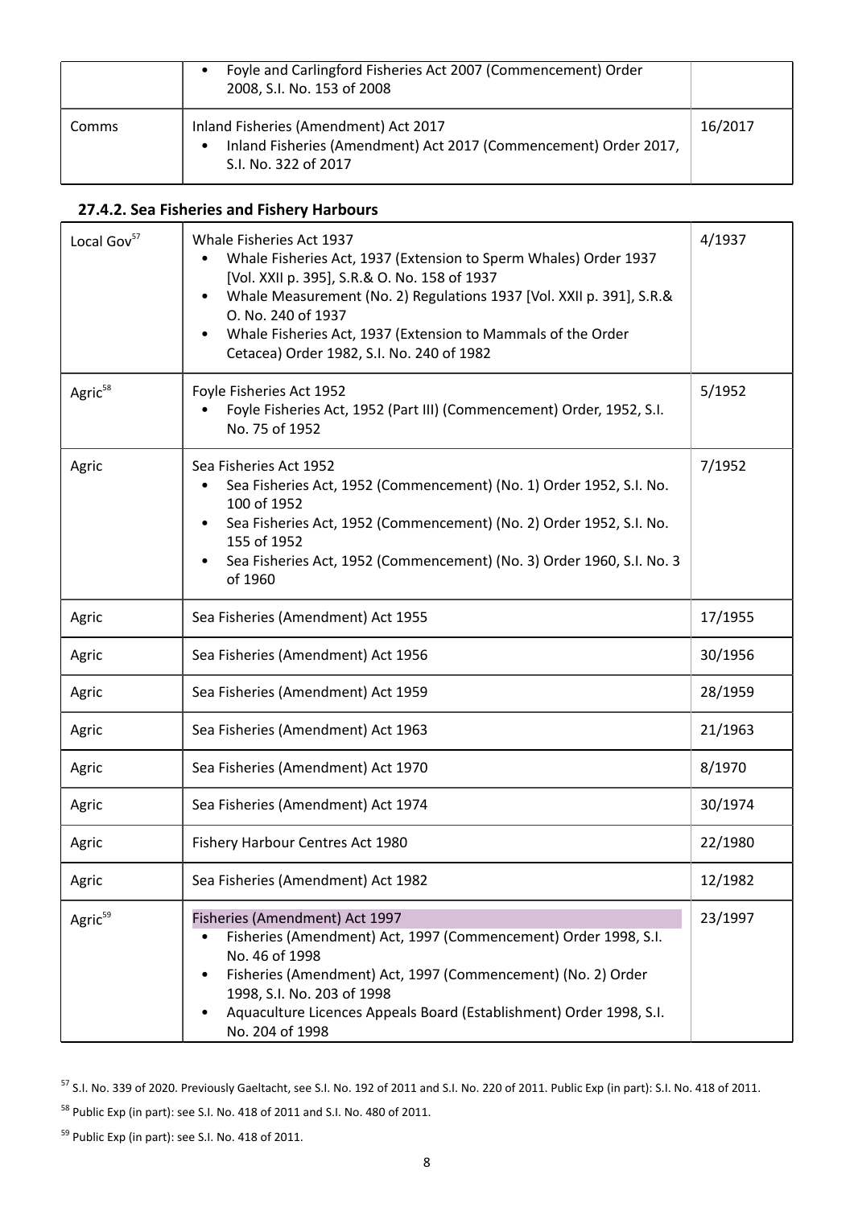| | • Foyle and Carlingford Fisheries Act 2007 (Commencement) Order 2008, S.I. No. 153 of 2008 | |
|---|---|---|
| Comms | Inland Fisheries (Amendment) Act 2017<br>• Inland Fisheries (Amendment) Act 2017 (Commencement) Order 2017, S.I. No. 322 of 2017 | 16/2017 |

### 27.4.2. Sea Fisheries and Fishery Harbours

| | | |
|---|---|---|
| Local Gov[57] | Whale Fisheries Act 1937<br>• Whale Fisheries Act, 1937 (Extension to Sperm Whales) Order 1937 [Vol. XXII p. 395], S.R.& O. No. 158 of 1937<br>• Whale Measurement (No. 2) Regulations 1937 [Vol. XXII p. 391], S.R.& O. No. 240 of 1937<br>• Whale Fisheries Act, 1937 (Extension to Mammals of the Order Cetacea) Order 1982, S.I. No. 240 of 1982 | 4/1937 |
| Agric[58] | Foyle Fisheries Act 1952<br>• Foyle Fisheries Act, 1952 (Part III) (Commencement) Order, 1952, S.I. No. 75 of 1952 | 5/1952 |
| Agric | Sea Fisheries Act 1952<br>• Sea Fisheries Act, 1952 (Commencement) (No. 1) Order 1952, S.I. No. 100 of 1952<br>• Sea Fisheries Act, 1952 (Commencement) (No. 2) Order 1952, S.I. No. 155 of 1952<br>• Sea Fisheries Act, 1952 (Commencement) (No. 3) Order 1960, S.I. No. 3 of 1960 | 7/1952 |
| Agric | Sea Fisheries (Amendment) Act 1955 | 17/1955 |
| Agric | Sea Fisheries (Amendment) Act 1956 | 30/1956 |
| Agric | Sea Fisheries (Amendment) Act 1959 | 28/1959 |
| Agric | Sea Fisheries (Amendment) Act 1963 | 21/1963 |
| Agric | Sea Fisheries (Amendment) Act 1970 | 8/1970 |
| Agric | Sea Fisheries (Amendment) Act 1974 | 30/1974 |
| Agric | Fishery Harbour Centres Act 1980 | 22/1980 |
| Agric | Sea Fisheries (Amendment) Act 1982 | 12/1982 |
| Agric[59] | Fisheries (Amendment) Act 1997<br>• Fisheries (Amendment) Act, 1997 (Commencement) Order 1998, S.I. No. 46 of 1998<br>• Fisheries (Amendment) Act, 1997 (Commencement) (No. 2) Order 1998, S.I. No. 203 of 1998<br>• Aquaculture Licences Appeals Board (Establishment) Order 1998, S.I. No. 204 of 1998 | 23/1997 |

[57] S.I. No. 339 of 2020. Previously Gaeltacht, see S.I. No. 192 of 2011 and S.I. No. 220 of 2011. Public Exp (in part): S.I. No. 418 of 2011.

[58] Public Exp (in part): see S.I. No. 418 of 2011 and S.I. No. 480 of 2011.

[59] Public Exp (in part): see S.I. No. 418 of 2011.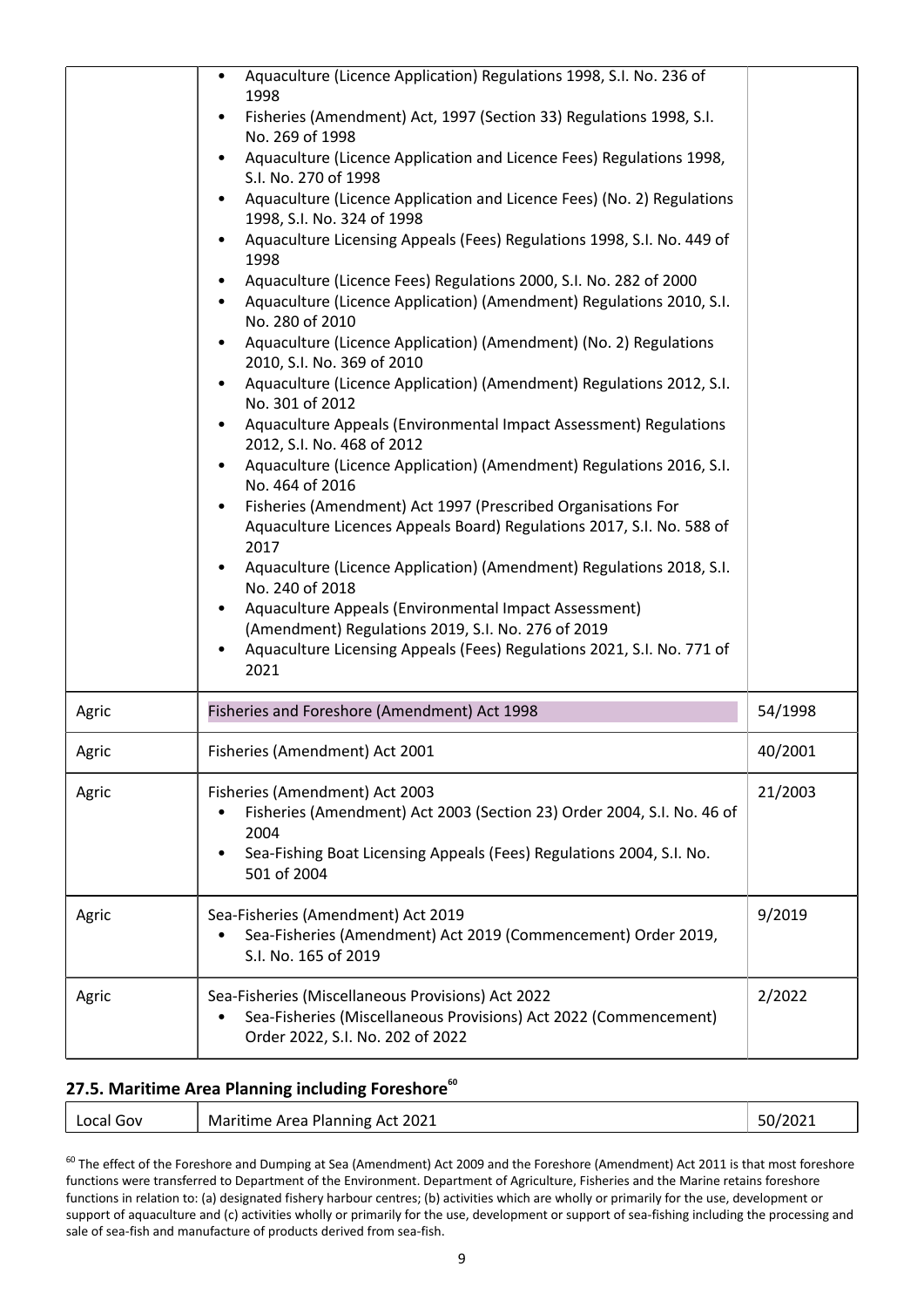| | | |
|---|---|---|
| | • Aquaculture (Licence Application) Regulations 1998, S.I. No. 236 of 1998<br>• Fisheries (Amendment) Act, 1997 (Section 33) Regulations 1998, S.I. No. 269 of 1998<br>• Aquaculture (Licence Application and Licence Fees) Regulations 1998, S.I. No. 270 of 1998<br>• Aquaculture (Licence Application and Licence Fees) (No. 2) Regulations 1998, S.I. No. 324 of 1998<br>• Aquaculture Licensing Appeals (Fees) Regulations 1998, S.I. No. 449 of 1998<br>• Aquaculture (Licence Fees) Regulations 2000, S.I. No. 282 of 2000<br>• Aquaculture (Licence Application) (Amendment) Regulations 2010, S.I. No. 280 of 2010<br>• Aquaculture (Licence Application) (Amendment) (No. 2) Regulations 2010, S.I. No. 369 of 2010<br>• Aquaculture (Licence Application) (Amendment) Regulations 2012, S.I. No. 301 of 2012<br>• Aquaculture Appeals (Environmental Impact Assessment) Regulations 2012, S.I. No. 468 of 2012<br>• Aquaculture (Licence Application) (Amendment) Regulations 2016, S.I. No. 464 of 2016<br>• Fisheries (Amendment) Act 1997 (Prescribed Organisations For Aquaculture Licences Appeals Board) Regulations 2017, S.I. No. 588 of 2017<br>• Aquaculture (Licence Application) (Amendment) Regulations 2018, S.I. No. 240 of 2018<br>• Aquaculture Appeals (Environmental Impact Assessment) (Amendment) Regulations 2019, S.I. No. 276 of 2019<br>• Aquaculture Licensing Appeals (Fees) Regulations 2021, S.I. No. 771 of 2021 | |
| Agric | Fisheries and Foreshore (Amendment) Act 1998 | 54/1998 |
| Agric | Fisheries (Amendment) Act 2001 | 40/2001 |
| Agric | Fisheries (Amendment) Act 2003<br>• Fisheries (Amendment) Act 2003 (Section 23) Order 2004, S.I. No. 46 of 2004<br>• Sea-Fishing Boat Licensing Appeals (Fees) Regulations 2004, S.I. No. 501 of 2004 | 21/2003 |
| Agric | Sea-Fisheries (Amendment) Act 2019<br>• Sea-Fisheries (Amendment) Act 2019 (Commencement) Order 2019, S.I. No. 165 of 2019 | 9/2019 |
| Agric | Sea-Fisheries (Miscellaneous Provisions) Act 2022<br>• Sea-Fisheries (Miscellaneous Provisions) Act 2022 (Commencement) Order 2022, S.I. No. 202 of 2022 | 2/2022 |

## 27.5. Maritime Area Planning including Foreshore[60]

| | | |
|---|---|---|
| Local Gov | Maritime Area Planning Act 2021 | 50/2021 |

[60] The effect of the Foreshore and Dumping at Sea (Amendment) Act 2009 and the Foreshore (Amendment) Act 2011 is that most foreshore functions were transferred to Department of the Environment. Department of Agriculture, Fisheries and the Marine retains foreshore functions in relation to: (a) designated fishery harbour centres; (b) activities which are wholly or primarily for the use, development or support of aquaculture and (c) activities wholly or primarily for the use, development or support of sea-fishing including the processing and sale of sea-fish and manufacture of products derived from sea-fish.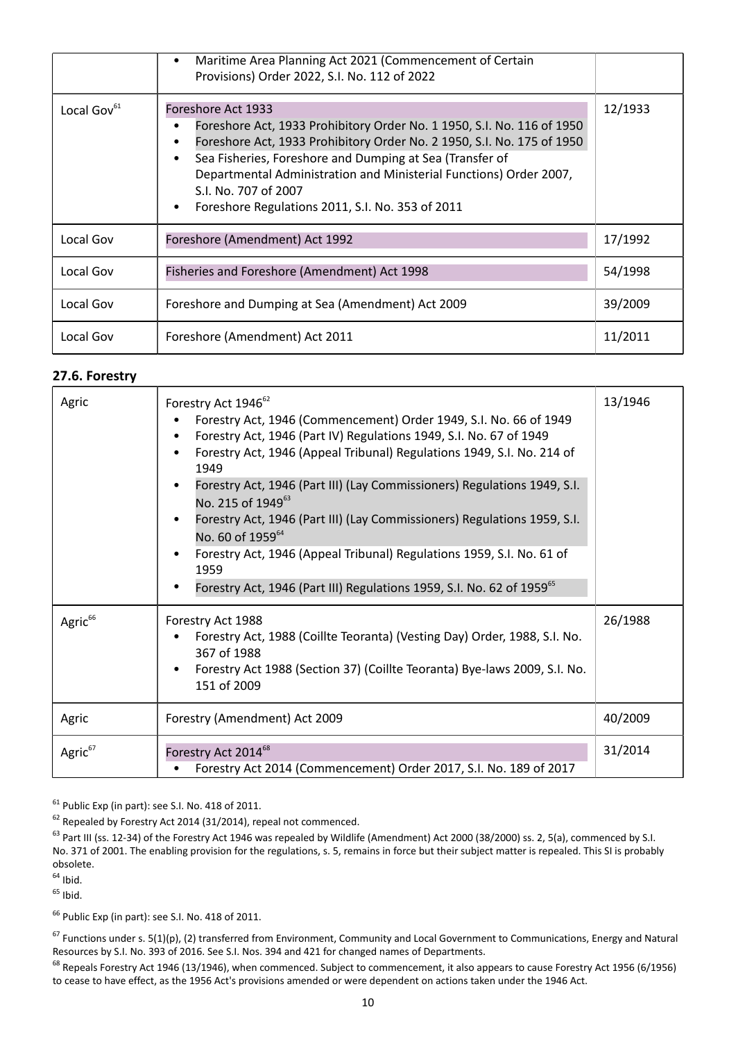| | | |
|---|---|---|
| | • Maritime Area Planning Act 2021 (Commencement of Certain Provisions) Order 2022, S.I. No. 112 of 2022 | |
| Local Gov[61] | Foreshore Act 1933<br>• Foreshore Act, 1933 Prohibitory Order No. 1 1950, S.I. No. 116 of 1950<br>• Foreshore Act, 1933 Prohibitory Order No. 2 1950, S.I. No. 175 of 1950<br>• Sea Fisheries, Foreshore and Dumping at Sea (Transfer of Departmental Administration and Ministerial Functions) Order 2007, S.I. No. 707 of 2007<br>• Foreshore Regulations 2011, S.I. No. 353 of 2011 | 12/1933 |
| Local Gov | Foreshore (Amendment) Act 1992 | 17/1992 |
| Local Gov | Fisheries and Foreshore (Amendment) Act 1998 | 54/1998 |
| Local Gov | Foreshore and Dumping at Sea (Amendment) Act 2009 | 39/2009 |
| Local Gov | Foreshore (Amendment) Act 2011 | 11/2011 |

### 27.6. Forestry

| | | |
|---|---|---|
| Agric | Forestry Act 1946[62]<br>• Forestry Act, 1946 (Commencement) Order 1949, S.I. No. 66 of 1949<br>• Forestry Act, 1946 (Part IV) Regulations 1949, S.I. No. 67 of 1949<br>• Forestry Act, 1946 (Appeal Tribunal) Regulations 1949, S.I. No. 214 of 1949<br>• Forestry Act, 1946 (Part III) (Lay Commissioners) Regulations 1949, S.I. No. 215 of 1949[63]<br>• Forestry Act, 1946 (Part III) (Lay Commissioners) Regulations 1959, S.I. No. 60 of 1959[64]<br>• Forestry Act, 1946 (Appeal Tribunal) Regulations 1959, S.I. No. 61 of 1959<br>• Forestry Act, 1946 (Part III) Regulations 1959, S.I. No. 62 of 1959[65] | 13/1946 |
| Agric[66] | Forestry Act 1988<br>• Forestry Act, 1988 (Coillte Teoranta) (Vesting Day) Order, 1988, S.I. No. 367 of 1988<br>• Forestry Act 1988 (Section 37) (Coillte Teoranta) Bye-laws 2009, S.I. No. 151 of 2009 | 26/1988 |
| Agric | Forestry (Amendment) Act 2009 | 40/2009 |
| Agric[67] | Forestry Act 2014[68]<br>• Forestry Act 2014 (Commencement) Order 2017, S.I. No. 189 of 2017 | 31/2014 |

[61] Public Exp (in part): see S.I. No. 418 of 2011.

[62] Repealed by Forestry Act 2014 (31/2014), repeal not commenced.

[63] Part III (ss. 12-34) of the Forestry Act 1946 was repealed by Wildlife (Amendment) Act 2000 (38/2000) ss. 2, 5(a), commenced by S.I. No. 371 of 2001. The enabling provision for the regulations, s. 5, remains in force but their subject matter is repealed. This SI is probably obsolete.

[64] Ibid.

[65] Ibid.

[66] Public Exp (in part): see S.I. No. 418 of 2011.

[67] Functions under s. 5(1)(p), (2) transferred from Environment, Community and Local Government to Communications, Energy and Natural Resources by S.I. No. 393 of 2016. See S.I. Nos. 394 and 421 for changed names of Departments.

[68] Repeals Forestry Act 1946 (13/1946), when commenced. Subject to commencement, it also appears to cause Forestry Act 1956 (6/1956) to cease to have effect, as the 1956 Act's provisions amended or were dependent on actions taken under the 1946 Act.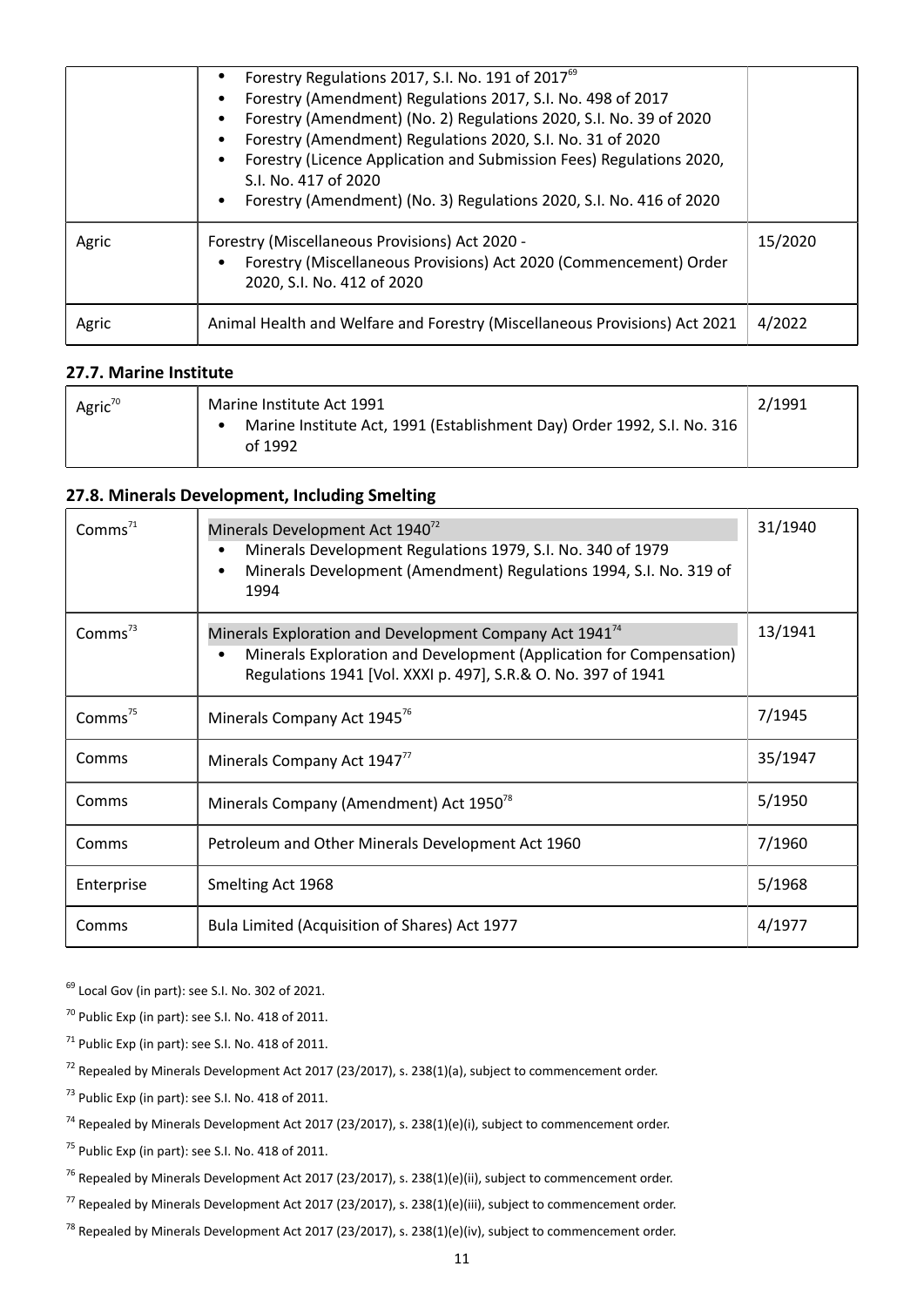| | • Forestry Regulations 2017, S.I. No. 191 of 2017[69]<br>• Forestry (Amendment) Regulations 2017, S.I. No. 498 of 2017<br>• Forestry (Amendment) (No. 2) Regulations 2020, S.I. No. 39 of 2020<br>• Forestry (Amendment) Regulations 2020, S.I. No. 31 of 2020<br>• Forestry (Licence Application and Submission Fees) Regulations 2020, S.I. No. 417 of 2020<br>• Forestry (Amendment) (No. 3) Regulations 2020, S.I. No. 416 of 2020 | |
|---|---|---|
| Agric | Forestry (Miscellaneous Provisions) Act 2020 -<br>• Forestry (Miscellaneous Provisions) Act 2020 (Commencement) Order 2020, S.I. No. 412 of 2020 | 15/2020 |
| Agric | Animal Health and Welfare and Forestry (Miscellaneous Provisions) Act 2021 | 4/2022 |

### 27.7. Marine Institute

| | | |
|---|---|---|
| Agric[70] | Marine Institute Act 1991<br>• Marine Institute Act, 1991 (Establishment Day) Order 1992, S.I. No. 316 of 1992 | 2/1991 |

### 27.8. Minerals Development, Including Smelting

| | | |
|---|---|---|
| Comms[71] | Minerals Development Act 1940[72]<br>• Minerals Development Regulations 1979, S.I. No. 340 of 1979<br>• Minerals Development (Amendment) Regulations 1994, S.I. No. 319 of 1994 | 31/1940 |
| Comms[73] | Minerals Exploration and Development Company Act 1941[74]<br>• Minerals Exploration and Development (Application for Compensation) Regulations 1941 [Vol. XXXI p. 497], S.R.& O. No. 397 of 1941 | 13/1941 |
| Comms[75] | Minerals Company Act 1945[76] | 7/1945 |
| Comms | Minerals Company Act 1947[77] | 35/1947 |
| Comms | Minerals Company (Amendment) Act 1950[78] | 5/1950 |
| Comms | Petroleum and Other Minerals Development Act 1960 | 7/1960 |
| Enterprise | Smelting Act 1968 | 5/1968 |
| Comms | Bula Limited (Acquisition of Shares) Act 1977 | 4/1977 |

[69] Local Gov (in part): see S.I. No. 302 of 2021.

[70] Public Exp (in part): see S.I. No. 418 of 2011.

[71] Public Exp (in part): see S.I. No. 418 of 2011.

[72] Repealed by Minerals Development Act 2017 (23/2017), s. 238(1)(a), subject to commencement order.

[73] Public Exp (in part): see S.I. No. 418 of 2011.

[74] Repealed by Minerals Development Act 2017 (23/2017), s. 238(1)(e)(i), subject to commencement order.

[75] Public Exp (in part): see S.I. No. 418 of 2011.

[76] Repealed by Minerals Development Act 2017 (23/2017), s. 238(1)(e)(ii), subject to commencement order.

[77] Repealed by Minerals Development Act 2017 (23/2017), s. 238(1)(e)(iii), subject to commencement order.

[78] Repealed by Minerals Development Act 2017 (23/2017), s. 238(1)(e)(iv), subject to commencement order.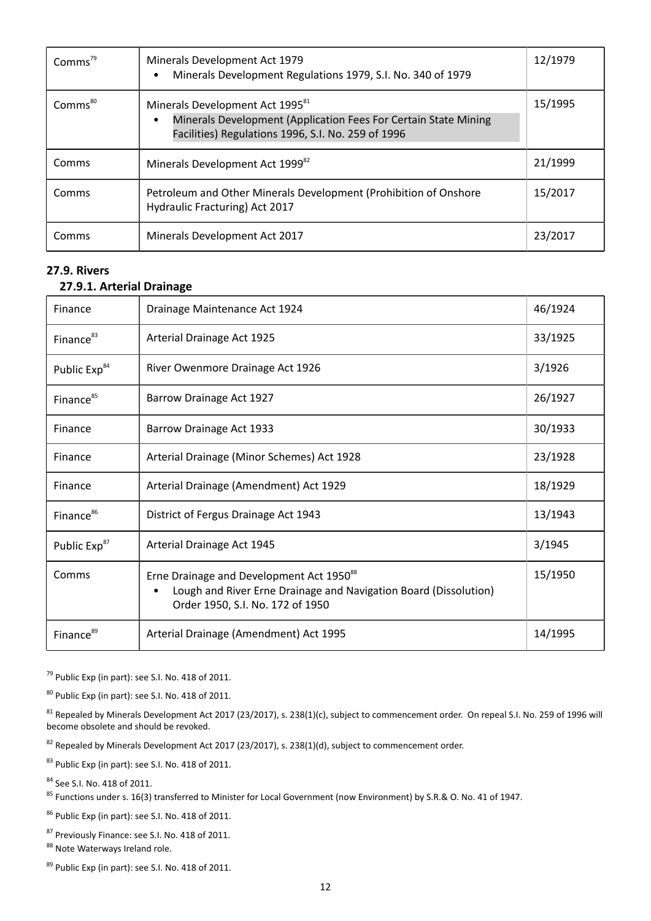| | | |
|---|---|---|
| Comms[79] | Minerals Development Act 1979<br>• Minerals Development Regulations 1979, S.I. No. 340 of 1979 | 12/1979 |
| Comms[80] | Minerals Development Act 1995[81]<br>• Minerals Development (Application Fees For Certain State Mining Facilities) Regulations 1996, S.I. No. 259 of 1996 | 15/1995 |
| Comms | Minerals Development Act 1999[82] | 21/1999 |
| Comms | Petroleum and Other Minerals Development (Prohibition of Onshore Hydraulic Fracturing) Act 2017 | 15/2017 |
| Comms | Minerals Development Act 2017 | 23/2017 |

## 27.9. Rivers

### 27.9.1. Arterial Drainage

| | | |
|---|---|---|
| Finance | Drainage Maintenance Act 1924 | 46/1924 |
| Finance[83] | Arterial Drainage Act 1925 | 33/1925 |
| Public Exp[84] | River Owenmore Drainage Act 1926 | 3/1926 |
| Finance[85] | Barrow Drainage Act 1927 | 26/1927 |
| Finance | Barrow Drainage Act 1933 | 30/1933 |
| Finance | Arterial Drainage (Minor Schemes) Act 1928 | 23/1928 |
| Finance | Arterial Drainage (Amendment) Act 1929 | 18/1929 |
| Finance[86] | District of Fergus Drainage Act 1943 | 13/1943 |
| Public Exp[87] | Arterial Drainage Act 1945 | 3/1945 |
| Comms | Erne Drainage and Development Act 1950[88]<br>• Lough and River Erne Drainage and Navigation Board (Dissolution) Order 1950, S.I. No. 172 of 1950 | 15/1950 |
| Finance[89] | Arterial Drainage (Amendment) Act 1995 | 14/1995 |

[79] Public Exp (in part): see S.I. No. 418 of 2011.

[80] Public Exp (in part): see S.I. No. 418 of 2011.

[81] Repealed by Minerals Development Act 2017 (23/2017), s. 238(1)(c), subject to commencement order. On repeal S.I. No. 259 of 1996 will become obsolete and should be revoked.

[82] Repealed by Minerals Development Act 2017 (23/2017), s. 238(1)(d), subject to commencement order.

[83] Public Exp (in part): see S.I. No. 418 of 2011.

[84] See S.I. No. 418 of 2011.

[85] Functions under s. 16(3) transferred to Minister for Local Government (now Environment) by S.R.& O. No. 41 of 1947.

[86] Public Exp (in part): see S.I. No. 418 of 2011.

[87] Previously Finance: see S.I. No. 418 of 2011.

[88] Note Waterways Ireland role.

[89] Public Exp (in part): see S.I. No. 418 of 2011.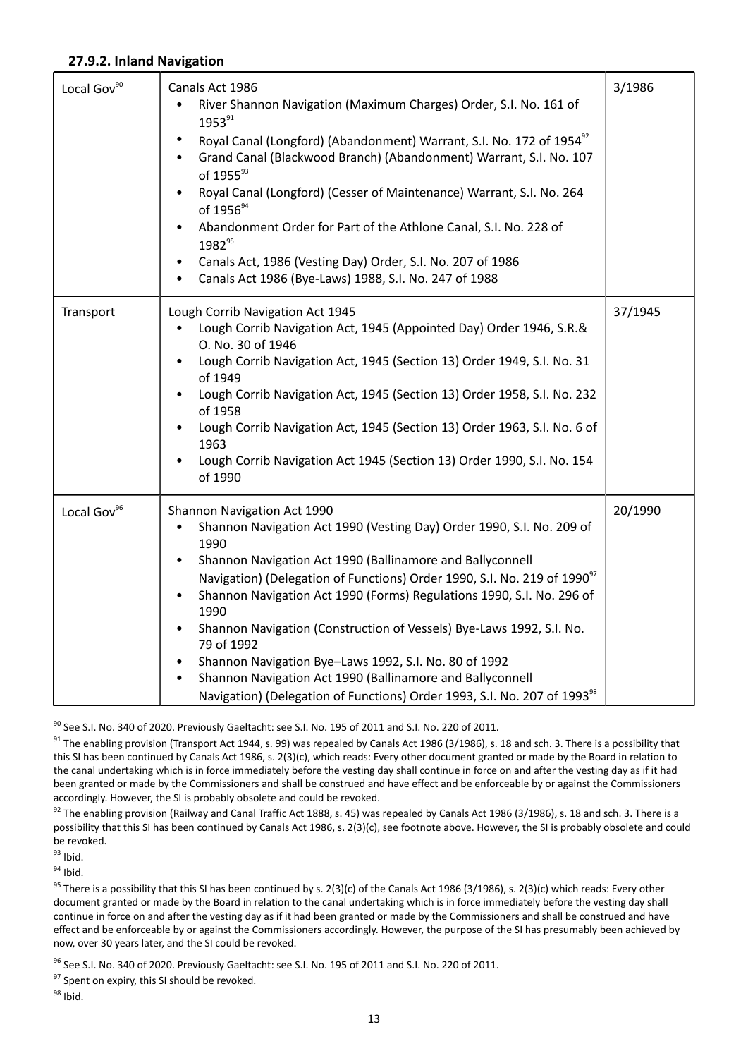### 27.9.2. Inland Navigation

| | | |
|---|---|---|
| Local Gov[90] | Canals Act 1986<br>• River Shannon Navigation (Maximum Charges) Order, S.I. No. 161 of 1953[91]<br>• Royal Canal (Longford) (Abandonment) Warrant, S.I. No. 172 of 1954[92]<br>• Grand Canal (Blackwood Branch) (Abandonment) Warrant, S.I. No. 107 of 1955[93]<br>• Royal Canal (Longford) (Cesser of Maintenance) Warrant, S.I. No. 264 of 1956[94]<br>• Abandonment Order for Part of the Athlone Canal, S.I. No. 228 of 1982[95]<br>• Canals Act, 1986 (Vesting Day) Order, S.I. No. 207 of 1986<br>• Canals Act 1986 (Bye-Laws) 1988, S.I. No. 247 of 1988 | 3/1986 |
| Transport | Lough Corrib Navigation Act 1945<br>• Lough Corrib Navigation Act, 1945 (Appointed Day) Order 1946, S.R.& O. No. 30 of 1946<br>• Lough Corrib Navigation Act, 1945 (Section 13) Order 1949, S.I. No. 31 of 1949<br>• Lough Corrib Navigation Act, 1945 (Section 13) Order 1958, S.I. No. 232 of 1958<br>• Lough Corrib Navigation Act, 1945 (Section 13) Order 1963, S.I. No. 6 of 1963<br>• Lough Corrib Navigation Act 1945 (Section 13) Order 1990, S.I. No. 154 of 1990 | 37/1945 |
| Local Gov[96] | Shannon Navigation Act 1990<br>• Shannon Navigation Act 1990 (Vesting Day) Order 1990, S.I. No. 209 of 1990<br>• Shannon Navigation Act 1990 (Ballinamore and Ballyconnell Navigation) (Delegation of Functions) Order 1990, S.I. No. 219 of 1990[97]<br>• Shannon Navigation Act 1990 (Forms) Regulations 1990, S.I. No. 296 of 1990<br>• Shannon Navigation (Construction of Vessels) Bye-Laws 1992, S.I. No. 79 of 1992<br>• Shannon Navigation Bye–Laws 1992, S.I. No. 80 of 1992<br>• Shannon Navigation Act 1990 (Ballinamore and Ballyconnell Navigation) (Delegation of Functions) Order 1993, S.I. No. 207 of 1993[98] | 20/1990 |

[90] See S.I. No. 340 of 2020. Previously Gaeltacht: see S.I. No. 195 of 2011 and S.I. No. 220 of 2011.

[91] The enabling provision (Transport Act 1944, s. 99) was repealed by Canals Act 1986 (3/1986), s. 18 and sch. 3. There is a possibility that this SI has been continued by Canals Act 1986, s. 2(3)(c), which reads: Every other document granted or made by the Board in relation to the canal undertaking which is in force immediately before the vesting day shall continue in force on and after the vesting day as if it had been granted or made by the Commissioners and shall be construed and have effect and be enforceable by or against the Commissioners accordingly. However, the SI is probably obsolete and could be revoked.

[92] The enabling provision (Railway and Canal Traffic Act 1888, s. 45) was repealed by Canals Act 1986 (3/1986), s. 18 and sch. 3. There is a possibility that this SI has been continued by Canals Act 1986, s. 2(3)(c), see footnote above. However, the SI is probably obsolete and could be revoked.

[93] Ibid.

[94] Ibid.

[95] There is a possibility that this SI has been continued by s. 2(3)(c) of the Canals Act 1986 (3/1986), s. 2(3)(c) which reads: Every other document granted or made by the Board in relation to the canal undertaking which is in force immediately before the vesting day shall continue in force on and after the vesting day as if it had been granted or made by the Commissioners and shall be construed and have effect and be enforceable by or against the Commissioners accordingly. However, the purpose of the SI has presumably been achieved by now, over 30 years later, and the SI could be revoked.

[96] See S.I. No. 340 of 2020. Previously Gaeltacht: see S.I. No. 195 of 2011 and S.I. No. 220 of 2011.

[97] Spent on expiry, this SI should be revoked.

[98] Ibid.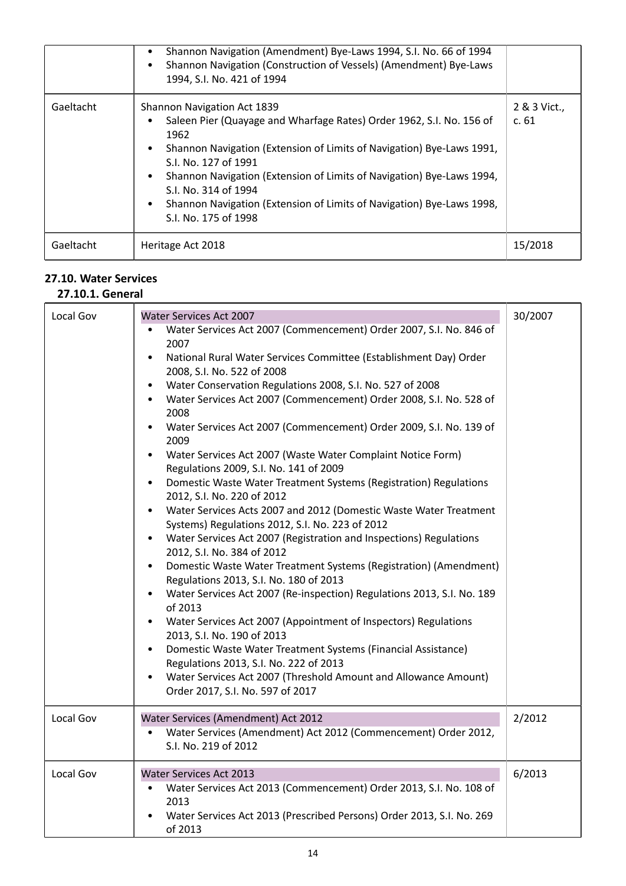| | | |
|---|---|---|
| | • Shannon Navigation (Amendment) Bye-Laws 1994, S.I. No. 66 of 1994<br>• Shannon Navigation (Construction of Vessels) (Amendment) Bye-Laws 1994, S.I. No. 421 of 1994 | |
| Gaeltacht | Shannon Navigation Act 1839<br>• Saleen Pier (Quayage and Wharfage Rates) Order 1962, S.I. No. 156 of 1962<br>• Shannon Navigation (Extension of Limits of Navigation) Bye-Laws 1991, S.I. No. 127 of 1991<br>• Shannon Navigation (Extension of Limits of Navigation) Bye-Laws 1994, S.I. No. 314 of 1994<br>• Shannon Navigation (Extension of Limits of Navigation) Bye-Laws 1998, S.I. No. 175 of 1998 | 2 & 3 Vict., c. 61 |
| Gaeltacht | Heritage Act 2018 | 15/2018 |

## 27.10. Water Services

### 27.10.1. General

| | | |
|---|---|---|
| Local Gov | Water Services Act 2007<br>• Water Services Act 2007 (Commencement) Order 2007, S.I. No. 846 of 2007<br>• National Rural Water Services Committee (Establishment Day) Order 2008, S.I. No. 522 of 2008<br>• Water Conservation Regulations 2008, S.I. No. 527 of 2008<br>• Water Services Act 2007 (Commencement) Order 2008, S.I. No. 528 of 2008<br>• Water Services Act 2007 (Commencement) Order 2009, S.I. No. 139 of 2009<br>• Water Services Act 2007 (Waste Water Complaint Notice Form) Regulations 2009, S.I. No. 141 of 2009<br>• Domestic Waste Water Treatment Systems (Registration) Regulations 2012, S.I. No. 220 of 2012<br>• Water Services Acts 2007 and 2012 (Domestic Waste Water Treatment Systems) Regulations 2012, S.I. No. 223 of 2012<br>• Water Services Act 2007 (Registration and Inspections) Regulations 2012, S.I. No. 384 of 2012<br>• Domestic Waste Water Treatment Systems (Registration) (Amendment) Regulations 2013, S.I. No. 180 of 2013<br>• Water Services Act 2007 (Re-inspection) Regulations 2013, S.I. No. 189 of 2013<br>• Water Services Act 2007 (Appointment of Inspectors) Regulations 2013, S.I. No. 190 of 2013<br>• Domestic Waste Water Treatment Systems (Financial Assistance) Regulations 2013, S.I. No. 222 of 2013<br>• Water Services Act 2007 (Threshold Amount and Allowance Amount) Order 2017, S.I. No. 597 of 2017 | 30/2007 |
| Local Gov | Water Services (Amendment) Act 2012<br>• Water Services (Amendment) Act 2012 (Commencement) Order 2012, S.I. No. 219 of 2012 | 2/2012 |
| Local Gov | Water Services Act 2013<br>• Water Services Act 2013 (Commencement) Order 2013, S.I. No. 108 of 2013<br>• Water Services Act 2013 (Prescribed Persons) Order 2013, S.I. No. 269 of 2013 | 6/2013 |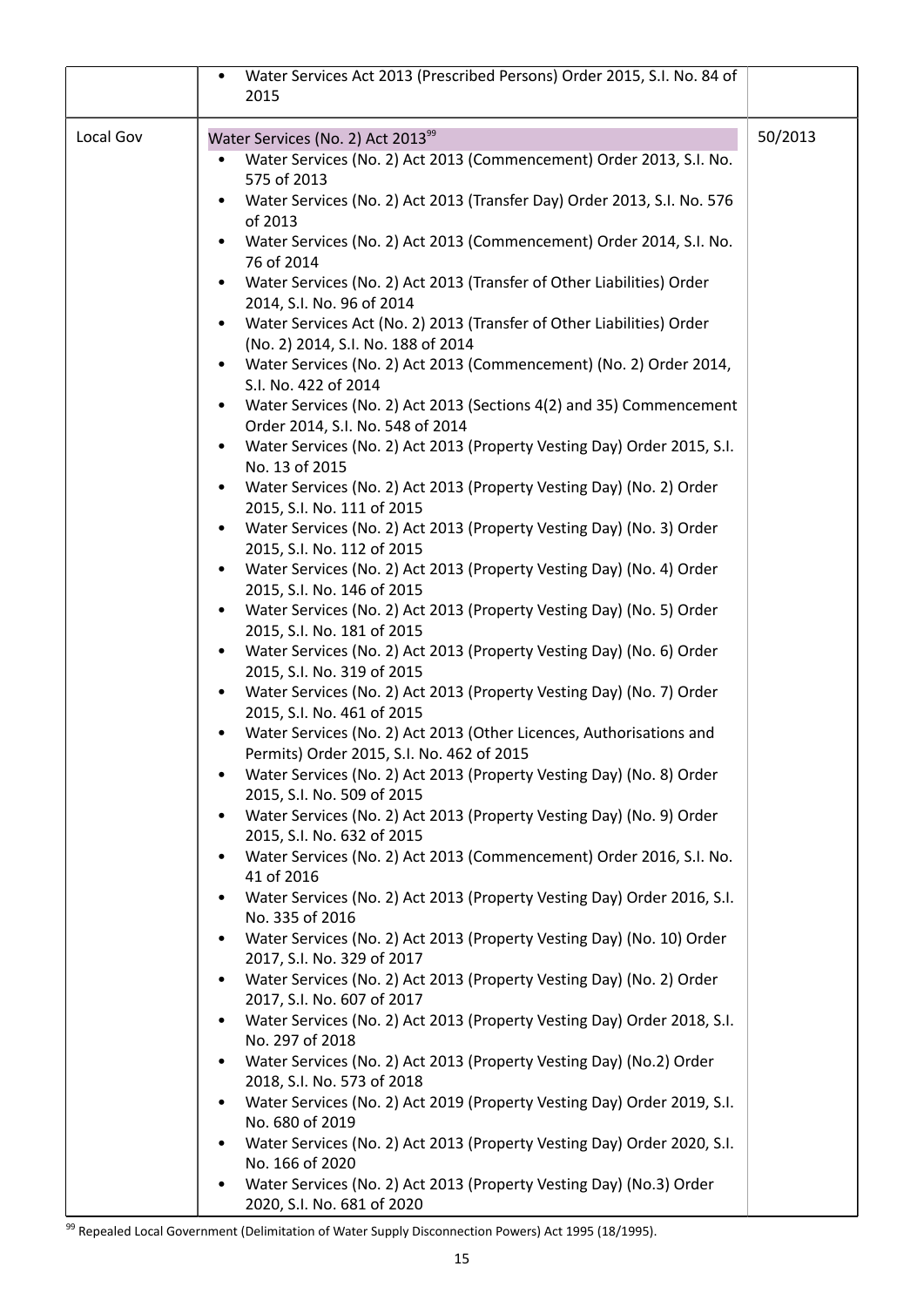| | | |
|---|---|---|
| | • Water Services Act 2013 (Prescribed Persons) Order 2015, S.I. No. 84 of 2015 | |
| Local Gov | Water Services (No. 2) Act 2013[99]<br>• Water Services (No. 2) Act 2013 (Commencement) Order 2013, S.I. No. 575 of 2013<br>• Water Services (No. 2) Act 2013 (Transfer Day) Order 2013, S.I. No. 576 of 2013<br>• Water Services (No. 2) Act 2013 (Commencement) Order 2014, S.I. No. 76 of 2014<br>• Water Services (No. 2) Act 2013 (Transfer of Other Liabilities) Order 2014, S.I. No. 96 of 2014<br>• Water Services Act (No. 2) 2013 (Transfer of Other Liabilities) Order (No. 2) 2014, S.I. No. 188 of 2014<br>• Water Services (No. 2) Act 2013 (Commencement) (No. 2) Order 2014, S.I. No. 422 of 2014<br>• Water Services (No. 2) Act 2013 (Sections 4(2) and 35) Commencement Order 2014, S.I. No. 548 of 2014<br>• Water Services (No. 2) Act 2013 (Property Vesting Day) Order 2015, S.I. No. 13 of 2015<br>• Water Services (No. 2) Act 2013 (Property Vesting Day) (No. 2) Order 2015, S.I. No. 111 of 2015<br>• Water Services (No. 2) Act 2013 (Property Vesting Day) (No. 3) Order 2015, S.I. No. 112 of 2015<br>• Water Services (No. 2) Act 2013 (Property Vesting Day) (No. 4) Order 2015, S.I. No. 146 of 2015<br>• Water Services (No. 2) Act 2013 (Property Vesting Day) (No. 5) Order 2015, S.I. No. 181 of 2015<br>• Water Services (No. 2) Act 2013 (Property Vesting Day) (No. 6) Order 2015, S.I. No. 319 of 2015<br>• Water Services (No. 2) Act 2013 (Property Vesting Day) (No. 7) Order 2015, S.I. No. 461 of 2015<br>• Water Services (No. 2) Act 2013 (Other Licences, Authorisations and Permits) Order 2015, S.I. No. 462 of 2015<br>• Water Services (No. 2) Act 2013 (Property Vesting Day) (No. 8) Order 2015, S.I. No. 509 of 2015<br>• Water Services (No. 2) Act 2013 (Property Vesting Day) (No. 9) Order 2015, S.I. No. 632 of 2015<br>• Water Services (No. 2) Act 2013 (Commencement) Order 2016, S.I. No. 41 of 2016<br>• Water Services (No. 2) Act 2013 (Property Vesting Day) Order 2016, S.I. No. 335 of 2016<br>• Water Services (No. 2) Act 2013 (Property Vesting Day) (No. 10) Order 2017, S.I. No. 329 of 2017<br>• Water Services (No. 2) Act 2013 (Property Vesting Day) (No. 2) Order 2017, S.I. No. 607 of 2017<br>• Water Services (No. 2) Act 2013 (Property Vesting Day) Order 2018, S.I. No. 297 of 2018<br>• Water Services (No. 2) Act 2013 (Property Vesting Day) (No.2) Order 2018, S.I. No. 573 of 2018<br>• Water Services (No. 2) Act 2019 (Property Vesting Day) Order 2019, S.I. No. 680 of 2019<br>• Water Services (No. 2) Act 2013 (Property Vesting Day) Order 2020, S.I. No. 166 of 2020<br>• Water Services (No. 2) Act 2013 (Property Vesting Day) (No.3) Order 2020, S.I. No. 681 of 2020 | 50/2013 |

[99] Repealed Local Government (Delimitation of Water Supply Disconnection Powers) Act 1995 (18/1995).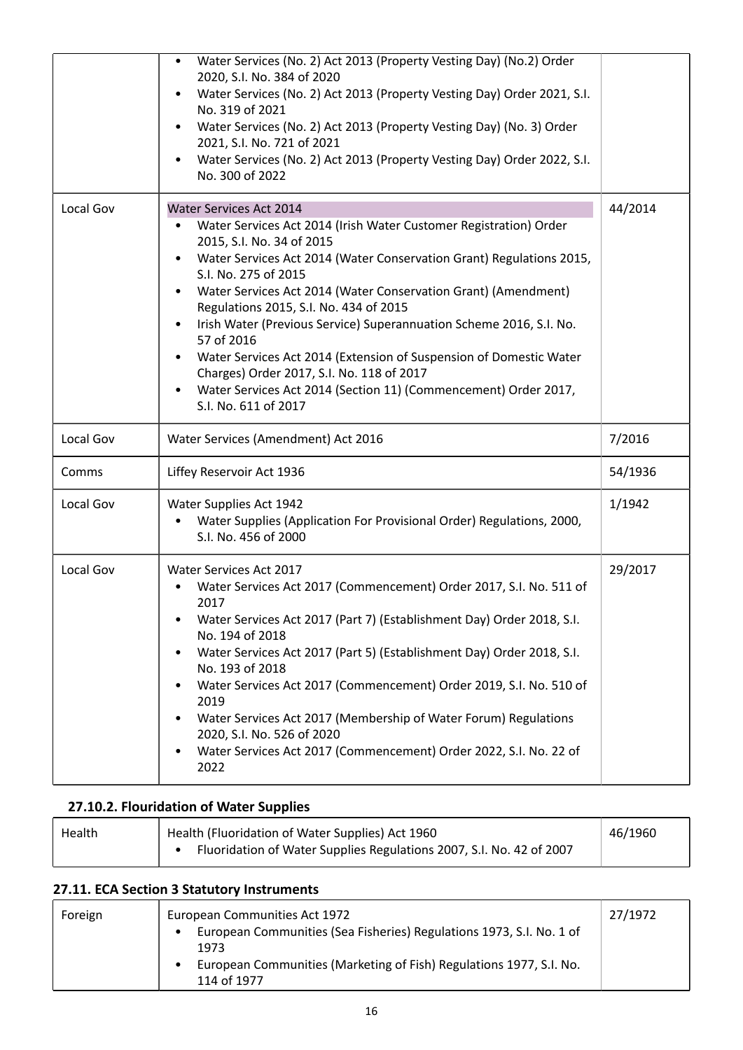| | | |
|---|---|---|
| | • Water Services (No. 2) Act 2013 (Property Vesting Day) (No.2) Order 2020, S.I. No. 384 of 2020<br>• Water Services (No. 2) Act 2013 (Property Vesting Day) Order 2021, S.I. No. 319 of 2021<br>• Water Services (No. 2) Act 2013 (Property Vesting Day) (No. 3) Order 2021, S.I. No. 721 of 2021<br>• Water Services (No. 2) Act 2013 (Property Vesting Day) Order 2022, S.I. No. 300 of 2022 | |
| Local Gov | Water Services Act 2014<br>• Water Services Act 2014 (Irish Water Customer Registration) Order 2015, S.I. No. 34 of 2015<br>• Water Services Act 2014 (Water Conservation Grant) Regulations 2015, S.I. No. 275 of 2015<br>• Water Services Act 2014 (Water Conservation Grant) (Amendment) Regulations 2015, S.I. No. 434 of 2015<br>• Irish Water (Previous Service) Superannuation Scheme 2016, S.I. No. 57 of 2016<br>• Water Services Act 2014 (Extension of Suspension of Domestic Water Charges) Order 2017, S.I. No. 118 of 2017<br>• Water Services Act 2014 (Section 11) (Commencement) Order 2017, S.I. No. 611 of 2017 | 44/2014 |
| Local Gov | Water Services (Amendment) Act 2016 | 7/2016 |
| Comms | Liffey Reservoir Act 1936 | 54/1936 |
| Local Gov | Water Supplies Act 1942<br>• Water Supplies (Application For Provisional Order) Regulations, 2000, S.I. No. 456 of 2000 | 1/1942 |
| Local Gov | Water Services Act 2017<br>• Water Services Act 2017 (Commencement) Order 2017, S.I. No. 511 of 2017<br>• Water Services Act 2017 (Part 7) (Establishment Day) Order 2018, S.I. No. 194 of 2018<br>• Water Services Act 2017 (Part 5) (Establishment Day) Order 2018, S.I. No. 193 of 2018<br>• Water Services Act 2017 (Commencement) Order 2019, S.I. No. 510 of 2019<br>• Water Services Act 2017 (Membership of Water Forum) Regulations 2020, S.I. No. 526 of 2020<br>• Water Services Act 2017 (Commencement) Order 2022, S.I. No. 22 of 2022 | 29/2017 |

### 27.10.2. Flouridation of Water Supplies

| | | |
|---|---|---|
| Health | Health (Fluoridation of Water Supplies) Act 1960<br>• Fluoridation of Water Supplies Regulations 2007, S.I. No. 42 of 2007 | 46/1960 |

## 27.11. ECA Section 3 Statutory Instruments

| | | |
|---|---|---|
| Foreign | European Communities Act 1972<br>• European Communities (Sea Fisheries) Regulations 1973, S.I. No. 1 of 1973<br>• European Communities (Marketing of Fish) Regulations 1977, S.I. No. 114 of 1977 | 27/1972 |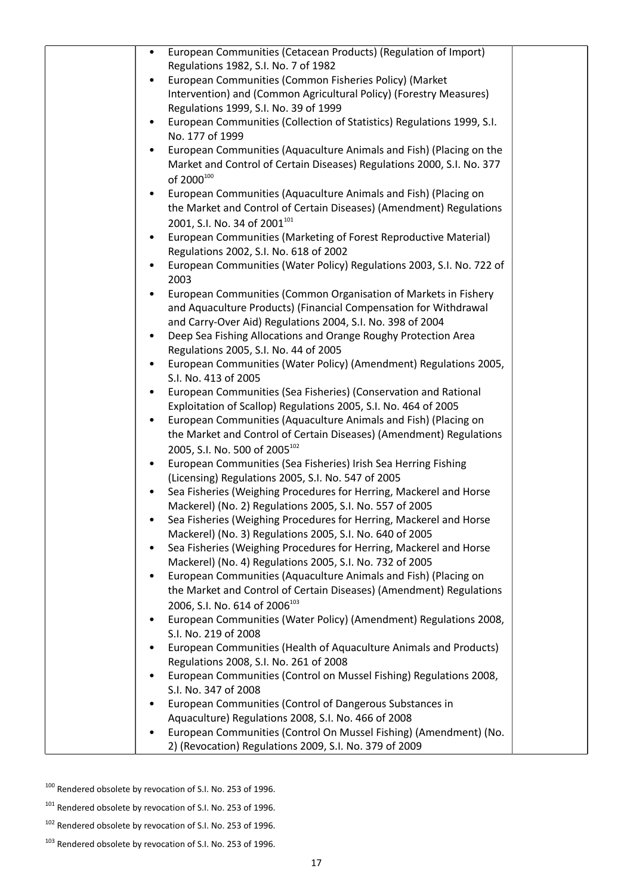| | • European Communities (Cetacean Products) (Regulation of Import) Regulations 1982, S.I. No. 7 of 1982<br>• European Communities (Common Fisheries Policy) (Market Intervention) and (Common Agricultural Policy) (Forestry Measures) Regulations 1999, S.I. No. 39 of 1999<br>• European Communities (Collection of Statistics) Regulations 1999, S.I. No. 177 of 1999<br>• European Communities (Aquaculture Animals and Fish) (Placing on the Market and Control of Certain Diseases) Regulations 2000, S.I. No. 377 of 2000[100]<br>• European Communities (Aquaculture Animals and Fish) (Placing on the Market and Control of Certain Diseases) (Amendment) Regulations 2001, S.I. No. 34 of 2001[101]<br>• European Communities (Marketing of Forest Reproductive Material) Regulations 2002, S.I. No. 618 of 2002<br>• European Communities (Water Policy) Regulations 2003, S.I. No. 722 of 2003<br>• European Communities (Common Organisation of Markets in Fishery and Aquaculture Products) (Financial Compensation for Withdrawal and Carry-Over Aid) Regulations 2004, S.I. No. 398 of 2004<br>• Deep Sea Fishing Allocations and Orange Roughy Protection Area Regulations 2005, S.I. No. 44 of 2005<br>• European Communities (Water Policy) (Amendment) Regulations 2005, S.I. No. 413 of 2005<br>• European Communities (Sea Fisheries) (Conservation and Rational Exploitation of Scallop) Regulations 2005, S.I. No. 464 of 2005<br>• European Communities (Aquaculture Animals and Fish) (Placing on the Market and Control of Certain Diseases) (Amendment) Regulations 2005, S.I. No. 500 of 2005[102]<br>• European Communities (Sea Fisheries) Irish Sea Herring Fishing (Licensing) Regulations 2005, S.I. No. 547 of 2005<br>• Sea Fisheries (Weighing Procedures for Herring, Mackerel and Horse Mackerel) (No. 2) Regulations 2005, S.I. No. 557 of 2005<br>• Sea Fisheries (Weighing Procedures for Herring, Mackerel and Horse Mackerel) (No. 3) Regulations 2005, S.I. No. 640 of 2005<br>• Sea Fisheries (Weighing Procedures for Herring, Mackerel and Horse Mackerel) (No. 4) Regulations 2005, S.I. No. 732 of 2005<br>• European Communities (Aquaculture Animals and Fish) (Placing on the Market and Control of Certain Diseases) (Amendment) Regulations 2006, S.I. No. 614 of 2006[103]<br>• European Communities (Water Policy) (Amendment) Regulations 2008, S.I. No. 219 of 2008<br>• European Communities (Health of Aquaculture Animals and Products) Regulations 2008, S.I. No. 261 of 2008<br>• European Communities (Control on Mussel Fishing) Regulations 2008, S.I. No. 347 of 2008<br>• European Communities (Control of Dangerous Substances in Aquaculture) Regulations 2008, S.I. No. 466 of 2008<br>• European Communities (Control On Mussel Fishing) (Amendment) (No. 2) (Revocation) Regulations 2009, S.I. No. 379 of 2009 | |
|---|---|---|

[100] Rendered obsolete by revocation of S.I. No. 253 of 1996.

[101] Rendered obsolete by revocation of S.I. No. 253 of 1996.

[102] Rendered obsolete by revocation of S.I. No. 253 of 1996.

[103] Rendered obsolete by revocation of S.I. No. 253 of 1996.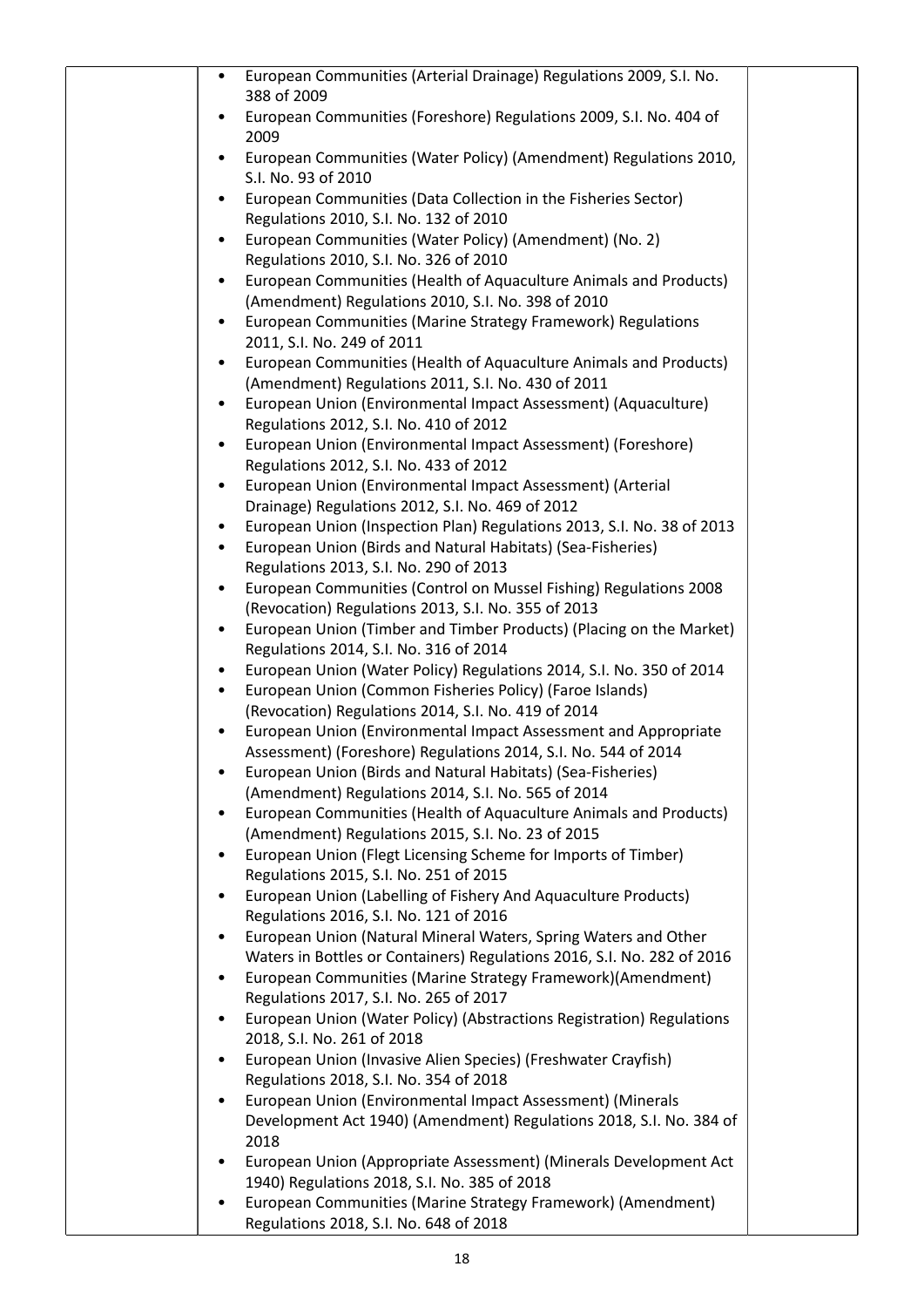| | | |
|---|---|---|
| | • European Communities (Arterial Drainage) Regulations 2009, S.I. No. 388 of 2009<br>• European Communities (Foreshore) Regulations 2009, S.I. No. 404 of 2009<br>• European Communities (Water Policy) (Amendment) Regulations 2010, S.I. No. 93 of 2010<br>• European Communities (Data Collection in the Fisheries Sector) Regulations 2010, S.I. No. 132 of 2010<br>• European Communities (Water Policy) (Amendment) (No. 2) Regulations 2010, S.I. No. 326 of 2010<br>• European Communities (Health of Aquaculture Animals and Products) (Amendment) Regulations 2010, S.I. No. 398 of 2010<br>• European Communities (Marine Strategy Framework) Regulations 2011, S.I. No. 249 of 2011<br>• European Communities (Health of Aquaculture Animals and Products) (Amendment) Regulations 2011, S.I. No. 430 of 2011<br>• European Union (Environmental Impact Assessment) (Aquaculture) Regulations 2012, S.I. No. 410 of 2012<br>• European Union (Environmental Impact Assessment) (Foreshore) Regulations 2012, S.I. No. 433 of 2012<br>• European Union (Environmental Impact Assessment) (Arterial Drainage) Regulations 2012, S.I. No. 469 of 2012<br>• European Union (Inspection Plan) Regulations 2013, S.I. No. 38 of 2013<br>• European Union (Birds and Natural Habitats) (Sea-Fisheries) Regulations 2013, S.I. No. 290 of 2013<br>• European Communities (Control on Mussel Fishing) Regulations 2008 (Revocation) Regulations 2013, S.I. No. 355 of 2013<br>• European Union (Timber and Timber Products) (Placing on the Market) Regulations 2014, S.I. No. 316 of 2014<br>• European Union (Water Policy) Regulations 2014, S.I. No. 350 of 2014<br>• European Union (Common Fisheries Policy) (Faroe Islands) (Revocation) Regulations 2014, S.I. No. 419 of 2014<br>• European Union (Environmental Impact Assessment and Appropriate Assessment) (Foreshore) Regulations 2014, S.I. No. 544 of 2014<br>• European Union (Birds and Natural Habitats) (Sea-Fisheries) (Amendment) Regulations 2014, S.I. No. 565 of 2014<br>• European Communities (Health of Aquaculture Animals and Products) (Amendment) Regulations 2015, S.I. No. 23 of 2015<br>• European Union (Flegt Licensing Scheme for Imports of Timber) Regulations 2015, S.I. No. 251 of 2015<br>• European Union (Labelling of Fishery And Aquaculture Products) Regulations 2016, S.I. No. 121 of 2016<br>• European Union (Natural Mineral Waters, Spring Waters and Other Waters in Bottles or Containers) Regulations 2016, S.I. No. 282 of 2016<br>• European Communities (Marine Strategy Framework)(Amendment) Regulations 2017, S.I. No. 265 of 2017<br>• European Union (Water Policy) (Abstractions Registration) Regulations 2018, S.I. No. 261 of 2018<br>• European Union (Invasive Alien Species) (Freshwater Crayfish) Regulations 2018, S.I. No. 354 of 2018<br>• European Union (Environmental Impact Assessment) (Minerals Development Act 1940) (Amendment) Regulations 2018, S.I. No. 384 of 2018<br>• European Union (Appropriate Assessment) (Minerals Development Act 1940) Regulations 2018, S.I. No. 385 of 2018<br>• European Communities (Marine Strategy Framework) (Amendment) Regulations 2018, S.I. No. 648 of 2018 | |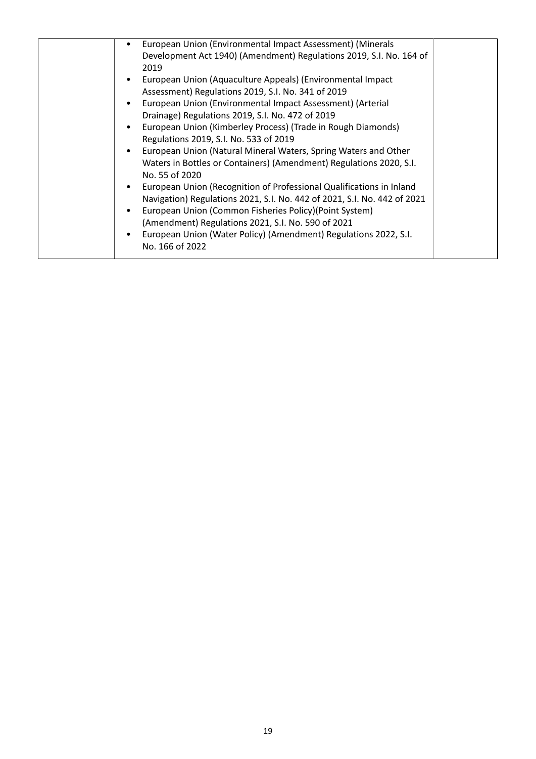| | | |
|---|---|---|
| | • European Union (Environmental Impact Assessment) (Minerals Development Act 1940) (Amendment) Regulations 2019, S.I. No. 164 of 2019<br>• European Union (Aquaculture Appeals) (Environmental Impact Assessment) Regulations 2019, S.I. No. 341 of 2019<br>• European Union (Environmental Impact Assessment) (Arterial Drainage) Regulations 2019, S.I. No. 472 of 2019<br>• European Union (Kimberley Process) (Trade in Rough Diamonds) Regulations 2019, S.I. No. 533 of 2019<br>• European Union (Natural Mineral Waters, Spring Waters and Other Waters in Bottles or Containers) (Amendment) Regulations 2020, S.I. No. 55 of 2020<br>• European Union (Recognition of Professional Qualifications in Inland Navigation) Regulations 2021, S.I. No. 442 of 2021, S.I. No. 442 of 2021<br>• European Union (Common Fisheries Policy)(Point System) (Amendment) Regulations 2021, S.I. No. 590 of 2021<br>• European Union (Water Policy) (Amendment) Regulations 2022, S.I. No. 166 of 2022 | |